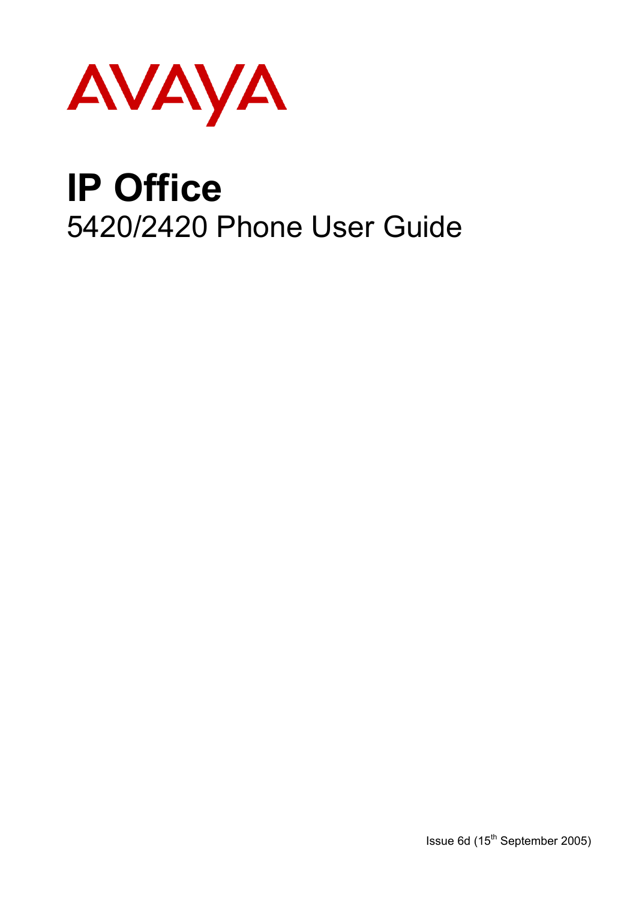AVAYA

# IP Office

## 5420/2420 Phone User Guide

Issue 6d (15th September 2005)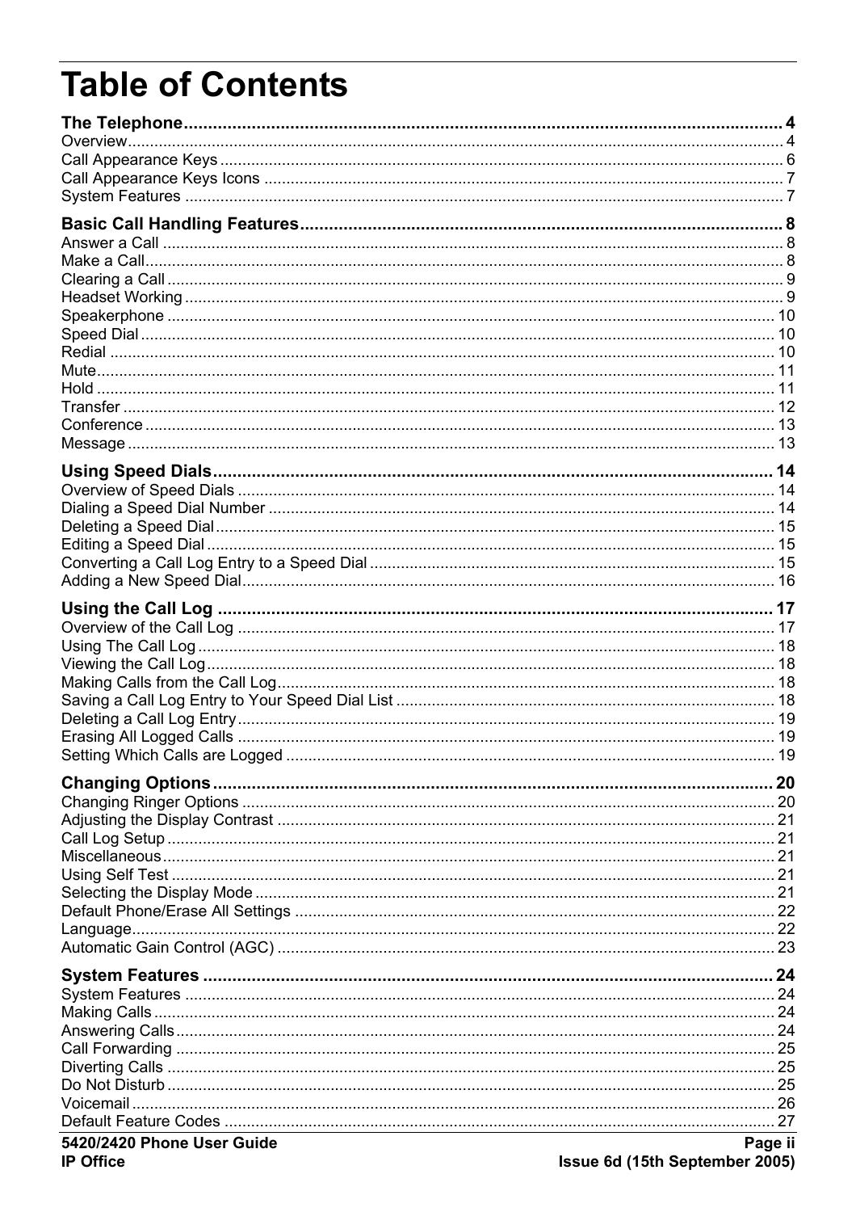# Table of Contents

**The Telephone ..... 4**

Overview ..... 4
Call Appearance Keys ..... 6
Call Appearance Keys Icons ..... 7
System Features ..... 7

**Basic Call Handling Features ..... 8**

Answer a Call ..... 8
Make a Call ..... 8
Clearing a Call ..... 9
Headset Working ..... 9
Speakerphone ..... 10
Speed Dial ..... 10
Redial ..... 10
Mute ..... 11
Hold ..... 11
Transfer ..... 12
Conference ..... 13
Message ..... 13

**Using Speed Dials ..... 14**

Overview of Speed Dials ..... 14
Dialing a Speed Dial Number ..... 14
Deleting a Speed Dial ..... 15
Editing a Speed Dial ..... 15
Converting a Call Log Entry to a Speed Dial ..... 15
Adding a New Speed Dial ..... 16

**Using the Call Log ..... 17**

Overview of the Call Log ..... 17
Using The Call Log ..... 18
Viewing the Call Log ..... 18
Making Calls from the Call Log ..... 18
Saving a Call Log Entry to Your Speed Dial List ..... 18
Deleting a Call Log Entry ..... 19
Erasing All Logged Calls ..... 19
Setting Which Calls are Logged ..... 19

**Changing Options ..... 20**

Changing Ringer Options ..... 20
Adjusting the Display Contrast ..... 21
Call Log Setup ..... 21
Miscellaneous ..... 21
Using Self Test ..... 21
Selecting the Display Mode ..... 21
Default Phone/Erase All Settings ..... 22
Language ..... 22
Automatic Gain Control (AGC) ..... 23

**System Features ..... 24**

System Features ..... 24
Making Calls ..... 24
Answering Calls ..... 24
Call Forwarding ..... 25
Diverting Calls ..... 25
Do Not Disturb ..... 25
Voicemail ..... 26
Default Feature Codes ..... 27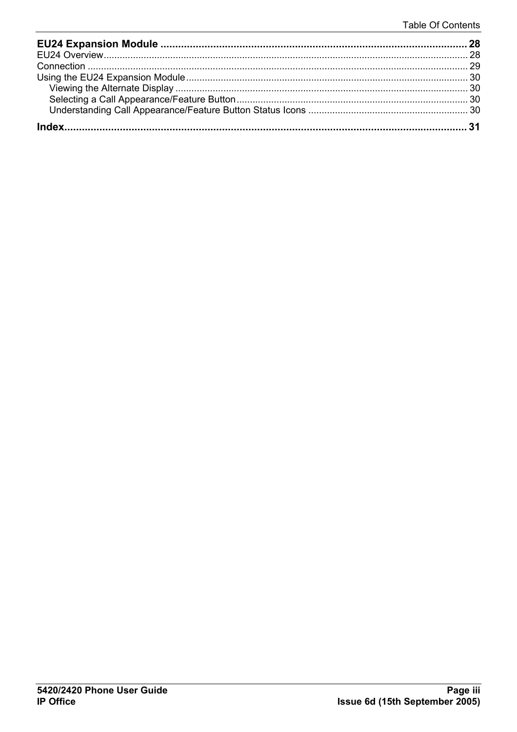**EU24 Expansion Module ........................................................................................................ 28**

EU24 Overview........................................................................................................................ 28

Connection .............................................................................................................................. 29

Using the EU24 Expansion Module......................................................................................... 30

- Viewing the Alternate Display ............................................................................................. 30
- Selecting a Call Appearance/Feature Button....................................................................... 30
- Understanding Call Appearance/Feature Button Status Icons ............................................ 30

**Index........................................................................................................................................ 31**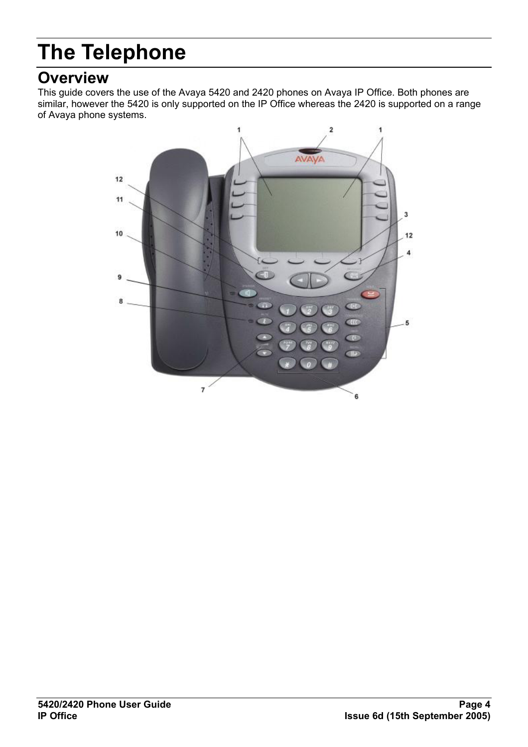# The Telephone

## Overview

This guide covers the use of the Avaya 5420 and 2420 phones on Avaya IP Office. Both phones are similar, however the 5420 is only supported on the IP Office whereas the 2420 is supported on a range of Avaya phone systems.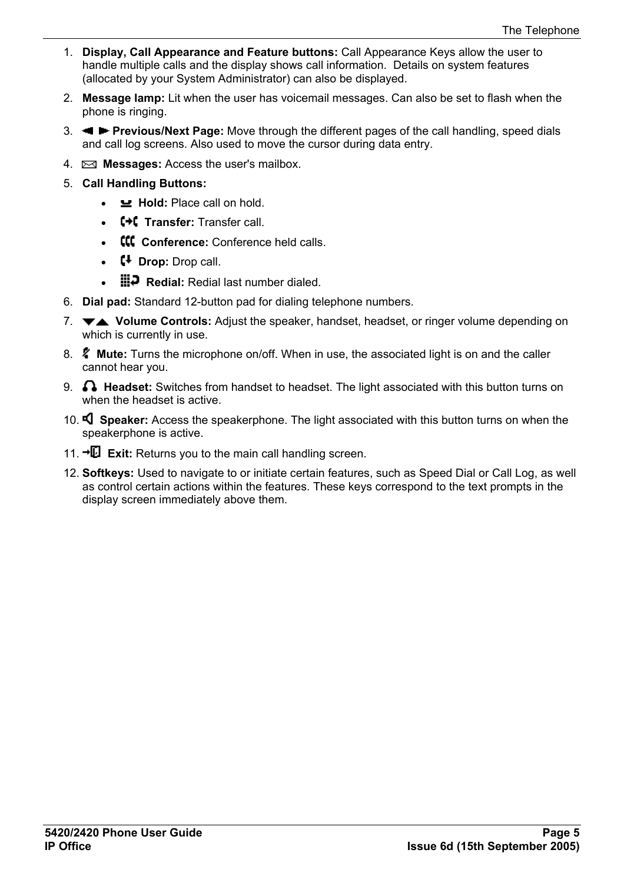1. **Display, Call Appearance and Feature buttons:** Call Appearance Keys allow the user to handle multiple calls and the display shows call information. Details on system features (allocated by your System Administrator) can also be displayed.
2. **Message lamp:** Lit when the user has voicemail messages. Can also be set to flash when the phone is ringing.
3. **Previous/Next Page:** Move through the different pages of the call handling, speed dials and call log screens. Also used to move the cursor during data entry.
4. **Messages:** Access the user's mailbox.
5. **Call Handling Buttons:**
   - **Hold:** Place call on hold.
   - **Transfer:** Transfer call.
   - **Conference:** Conference held calls.
   - **Drop:** Drop call.
   - **Redial:** Redial last number dialed.
6. **Dial pad:** Standard 12-button pad for dialing telephone numbers.
7. **Volume Controls:** Adjust the speaker, handset, headset, or ringer volume depending on which is currently in use.
8. **Mute:** Turns the microphone on/off. When in use, the associated light is on and the caller cannot hear you.
9. **Headset:** Switches from handset to headset. The light associated with this button turns on when the headset is active.
10. **Speaker:** Access the speakerphone. The light associated with this button turns on when the speakerphone is active.
11. **Exit:** Returns you to the main call handling screen.
12. **Softkeys:** Used to navigate to or initiate certain features, such as Speed Dial or Call Log, as well as control certain actions within the features. These keys correspond to the text prompts in the display screen immediately above them.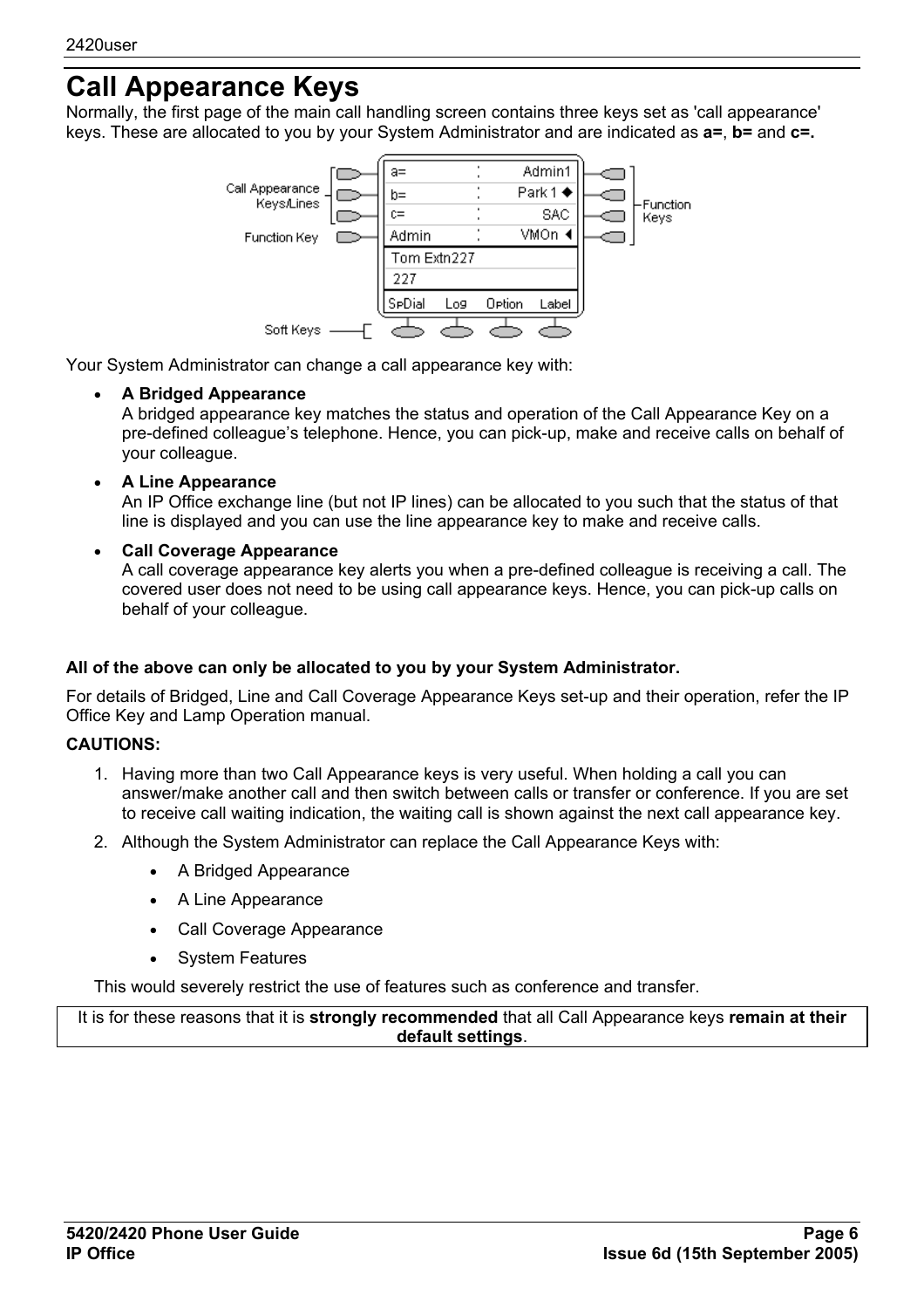# Call Appearance Keys

Normally, the first page of the main call handling screen contains three keys set as 'call appearance' keys. These are allocated to you by your System Administrator and are indicated as **a=**, **b=** and **c=.**

Your System Administrator can change a call appearance key with:

- **A Bridged Appearance**
  A bridged appearance key matches the status and operation of the Call Appearance Key on a pre-defined colleague's telephone. Hence, you can pick-up, make and receive calls on behalf of your colleague.
- **A Line Appearance**
  An IP Office exchange line (but not IP lines) can be allocated to you such that the status of that line is displayed and you can use the line appearance key to make and receive calls.
- **Call Coverage Appearance**
  A call coverage appearance key alerts you when a pre-defined colleague is receiving a call. The covered user does not need to be using call appearance keys. Hence, you can pick-up calls on behalf of your colleague.

**All of the above can only be allocated to you by your System Administrator.**

For details of Bridged, Line and Call Coverage Appearance Keys set-up and their operation, refer the IP Office Key and Lamp Operation manual.

**CAUTIONS:**

1. Having more than two Call Appearance keys is very useful. When holding a call you can answer/make another call and then switch between calls or transfer or conference. If you are set to receive call waiting indication, the waiting call is shown against the next call appearance key.
2. Although the System Administrator can replace the Call Appearance Keys with:
   - A Bridged Appearance
   - A Line Appearance
   - Call Coverage Appearance
   - System Features

   This would severely restrict the use of features such as conference and transfer.

It is for these reasons that it is **strongly recommended** that all Call Appearance keys **remain at their default settings**.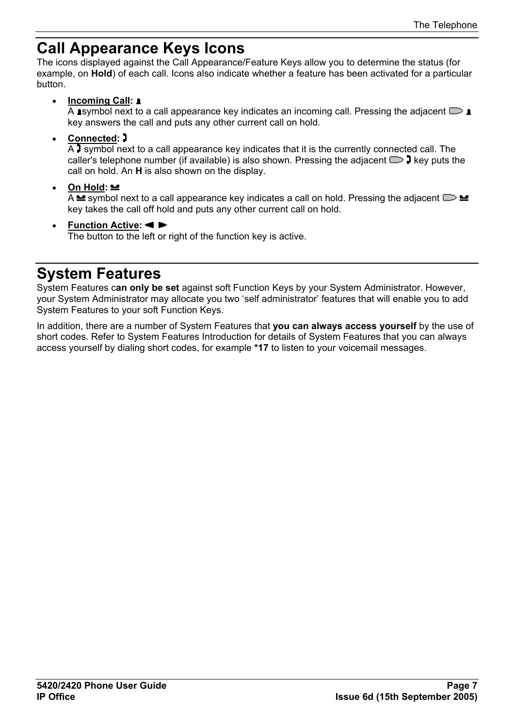# Call Appearance Keys Icons

The icons displayed against the Call Appearance/Feature Keys allow you to determine the status (for example, on **Hold**) of each call. Icons also indicate whether a feature has been activated for a particular button.

- **Incoming Call:**
  A symbol next to a call appearance key indicates an incoming call. Pressing the adjacent key answers the call and puts any other current call on hold.

- **Connected:**
  A symbol next to a call appearance key indicates that it is the currently connected call. The caller's telephone number (if available) is also shown. Pressing the adjacent key puts the call on hold. An **H** is also shown on the display.

- **On Hold:**
  A symbol next to a call appearance key indicates a call on hold. Pressing the adjacent key takes the call off hold and puts any other current call on hold.

- **Function Active:** ◄ ►
  The button to the left or right of the function key is active.

# System Features

System Features c**an only be set** against soft Function Keys by your System Administrator. However, your System Administrator may allocate you two 'self administrator' features that will enable you to add System Features to your soft Function Keys.

In addition, there are a number of System Features that **you can always access yourself** by the use of short codes. Refer to System Features Introduction for details of System Features that you can always access yourself by dialing short codes, for example ***17** to listen to your voicemail messages.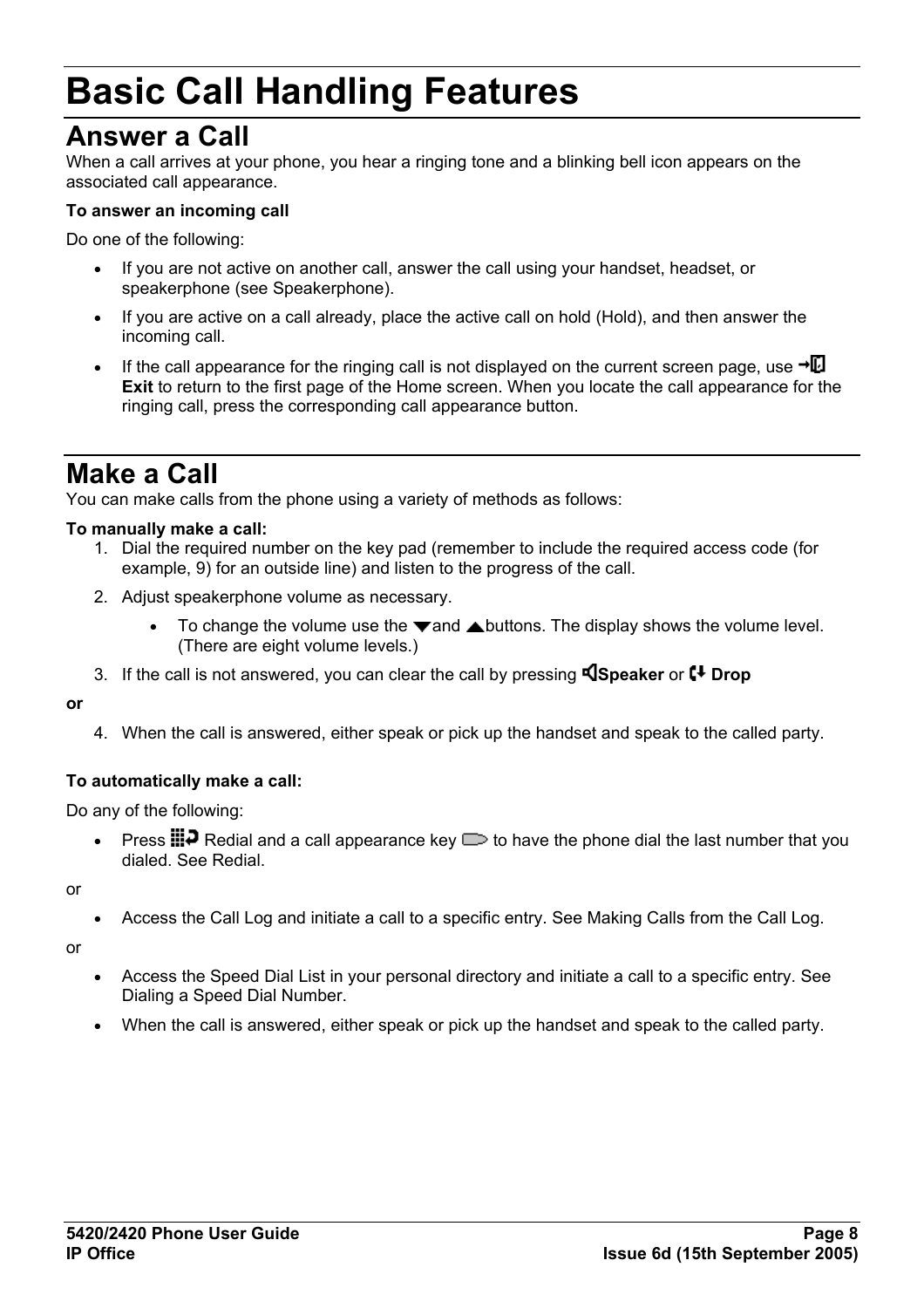# Basic Call Handling Features

## Answer a Call

When a call arrives at your phone, you hear a ringing tone and a blinking bell icon appears on the associated call appearance.

**To answer an incoming call**

Do one of the following:

- If you are not active on another call, answer the call using your handset, headset, or speakerphone (see Speakerphone).
- If you are active on a call already, place the active call on hold (Hold), and then answer the incoming call.
- If the call appearance for the ringing call is not displayed on the current screen page, use **Exit** to return to the first page of the Home screen. When you locate the call appearance for the ringing call, press the corresponding call appearance button.

## Make a Call

You can make calls from the phone using a variety of methods as follows:

**To manually make a call:**

1. Dial the required number on the key pad (remember to include the required access code (for example, 9) for an outside line) and listen to the progress of the call.
2. Adjust speakerphone volume as necessary.
   - To change the volume use the ▼and ▲buttons. The display shows the volume level. (There are eight volume levels.)
3. If the call is not answered, you can clear the call by pressing **Speaker** or **Drop**

**or**

4. When the call is answered, either speak or pick up the handset and speak to the called party.

**To automatically make a call:**

Do any of the following:

- Press Redial and a call appearance key to have the phone dial the last number that you dialed. See Redial.

or

- Access the Call Log and initiate a call to a specific entry. See Making Calls from the Call Log.

or

- Access the Speed Dial List in your personal directory and initiate a call to a specific entry. See Dialing a Speed Dial Number.
- When the call is answered, either speak or pick up the handset and speak to the called party.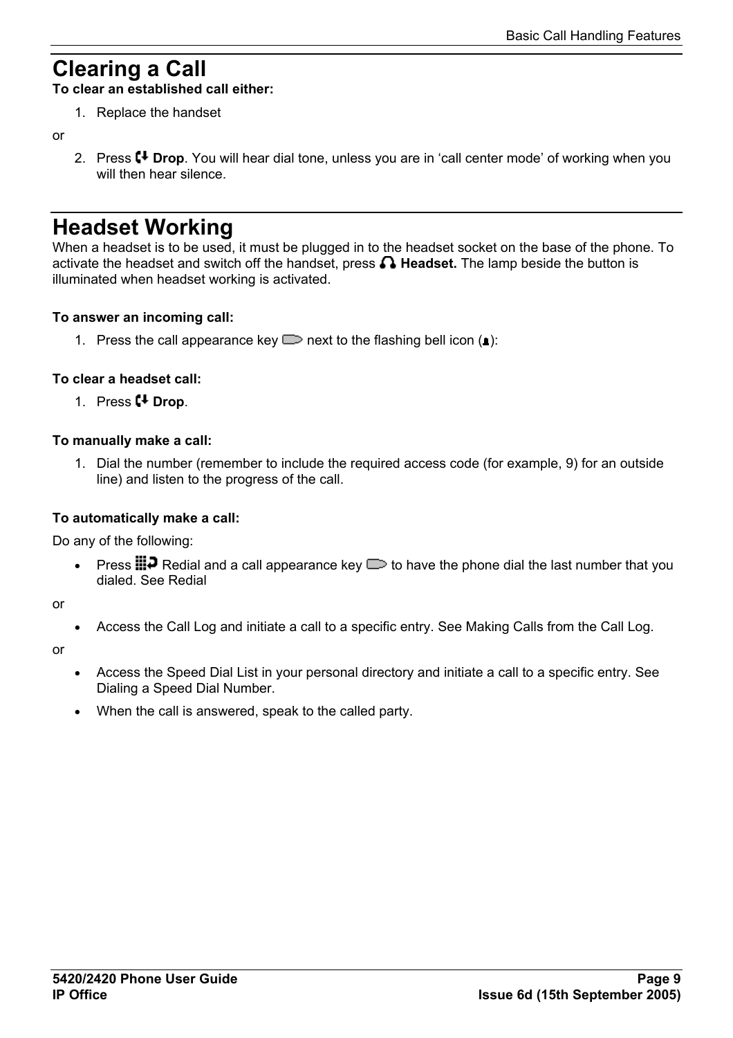# Clearing a Call

**To clear an established call either:**

1. Replace the handset

or

2. Press **Drop**. You will hear dial tone, unless you are in 'call center mode' of working when you will then hear silence.

# Headset Working

When a headset is to be used, it must be plugged in to the headset socket on the base of the phone. To activate the headset and switch off the handset, press **Headset.** The lamp beside the button is illuminated when headset working is activated.

**To answer an incoming call:**

1. Press the call appearance key next to the flashing bell icon ():

**To clear a headset call:**

1. Press **Drop**.

**To manually make a call:**

1. Dial the number (remember to include the required access code (for example, 9) for an outside line) and listen to the progress of the call.

**To automatically make a call:**

Do any of the following:

- Press Redial and a call appearance key to have the phone dial the last number that you dialed. See Redial

or

- Access the Call Log and initiate a call to a specific entry. See Making Calls from the Call Log.

or

- Access the Speed Dial List in your personal directory and initiate a call to a specific entry. See Dialing a Speed Dial Number.
- When the call is answered, speak to the called party.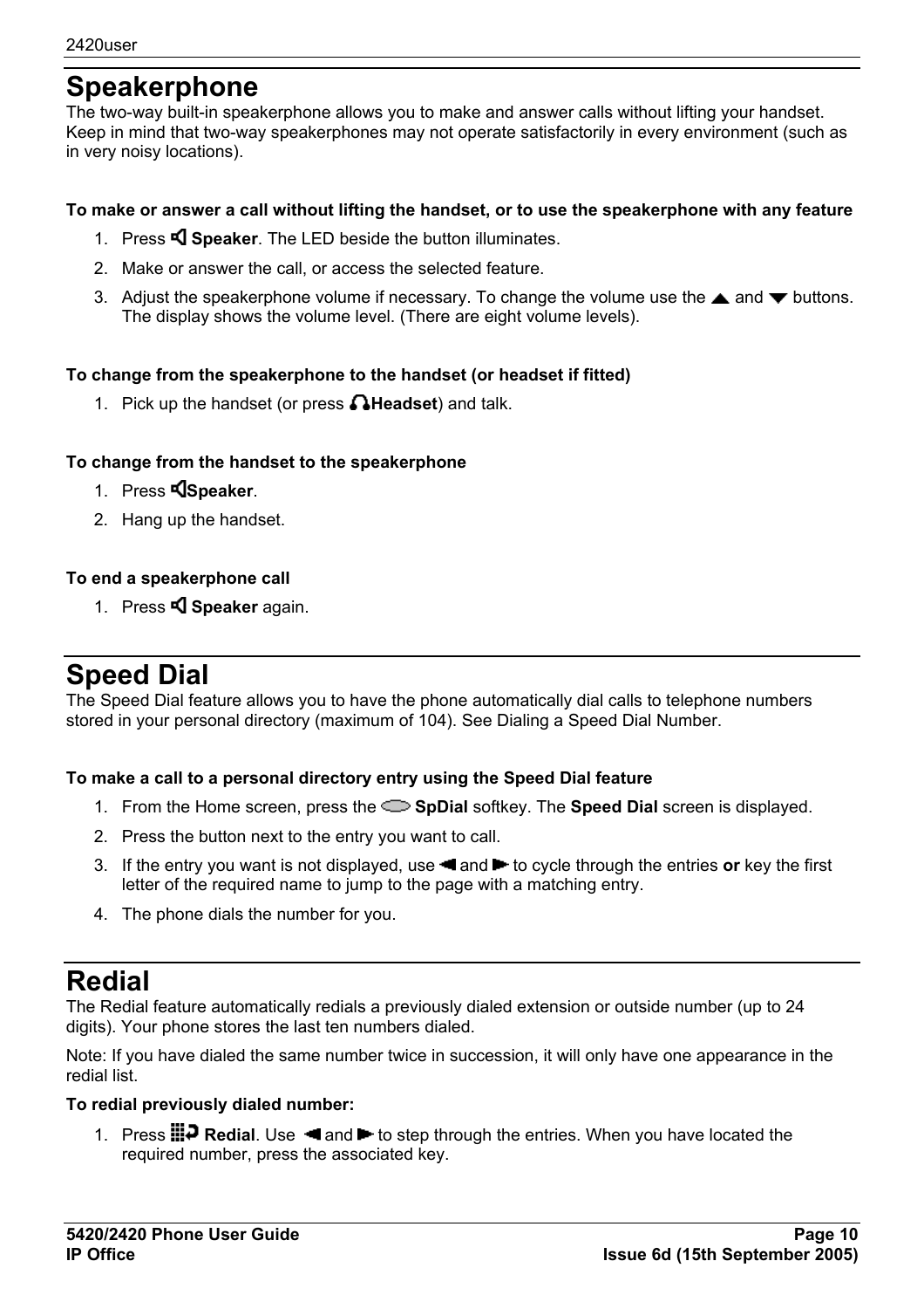# Speakerphone

The two-way built-in speakerphone allows you to make and answer calls without lifting your handset. Keep in mind that two-way speakerphones may not operate satisfactorily in every environment (such as in very noisy locations).

**To make or answer a call without lifting the handset, or to use the speakerphone with any feature**

1. Press **Speaker**. The LED beside the button illuminates.
2. Make or answer the call, or access the selected feature.
3. Adjust the speakerphone volume if necessary. To change the volume use the ▲ and ▼ buttons. The display shows the volume level. (There are eight volume levels).

**To change from the speakerphone to the handset (or headset if fitted)**

1. Pick up the handset (or press **Headset**) and talk.

**To change from the handset to the speakerphone**

1. Press **Speaker**.
2. Hang up the handset.

**To end a speakerphone call**

1. Press **Speaker** again.

# Speed Dial

The Speed Dial feature allows you to have the phone automatically dial calls to telephone numbers stored in your personal directory (maximum of 104). See Dialing a Speed Dial Number.

**To make a call to a personal directory entry using the Speed Dial feature**

1. From the Home screen, press the **SpDial** softkey. The **Speed Dial** screen is displayed.
2. Press the button next to the entry you want to call.
3. If the entry you want is not displayed, use ◄ and ► to cycle through the entries **or** key the first letter of the required name to jump to the page with a matching entry.
4. The phone dials the number for you.

# Redial

The Redial feature automatically redials a previously dialed extension or outside number (up to 24 digits). Your phone stores the last ten numbers dialed.

Note: If you have dialed the same number twice in succession, it will only have one appearance in the redial list.

**To redial previously dialed number:**

1. Press **Redial**. Use ◄ and ► to step through the entries. When you have located the required number, press the associated key.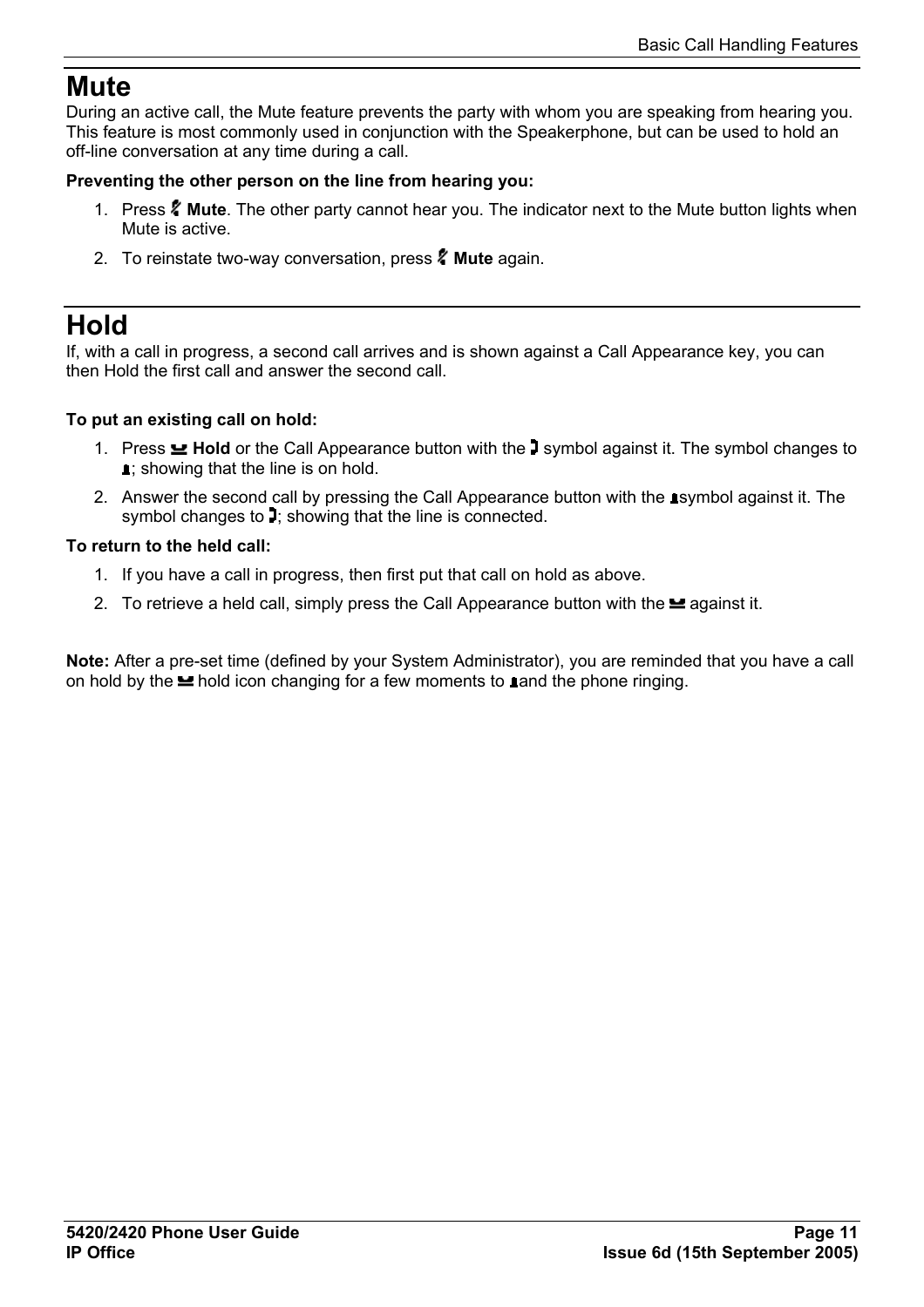# Mute

During an active call, the Mute feature prevents the party with whom you are speaking from hearing you. This feature is most commonly used in conjunction with the Speakerphone, but can be used to hold an off-line conversation at any time during a call.

**Preventing the other person on the line from hearing you:**

1. Press **Mute**. The other party cannot hear you. The indicator next to the Mute button lights when Mute is active.
2. To reinstate two-way conversation, press **Mute** again.

# Hold

If, with a call in progress, a second call arrives and is shown against a Call Appearance key, you can then Hold the first call and answer the second call.

**To put an existing call on hold:**

1. Press **Hold** or the Call Appearance button with the symbol against it. The symbol changes to ; showing that the line is on hold.
2. Answer the second call by pressing the Call Appearance button with the symbol against it. The symbol changes to ; showing that the line is connected.

**To return to the held call:**

1. If you have a call in progress, then first put that call on hold as above.
2. To retrieve a held call, simply press the Call Appearance button with the against it.

**Note:** After a pre-set time (defined by your System Administrator), you are reminded that you have a call on hold by the hold icon changing for a few moments to and the phone ringing.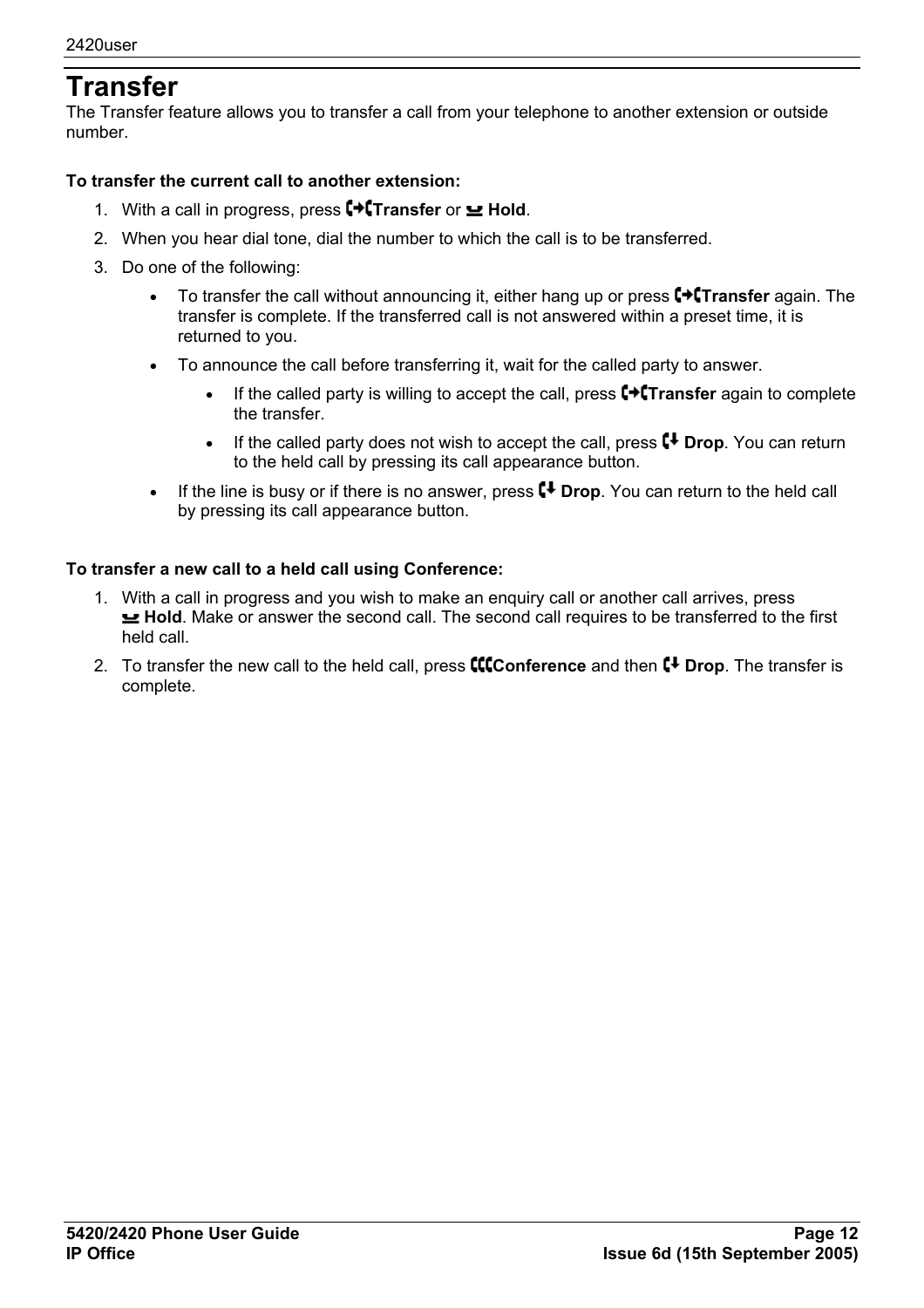# Transfer

The Transfer feature allows you to transfer a call from your telephone to another extension or outside number.

**To transfer the current call to another extension:**

1. With a call in progress, press **Transfer** or **Hold**.
2. When you hear dial tone, dial the number to which the call is to be transferred.
3. Do one of the following:
   - To transfer the call without announcing it, either hang up or press **Transfer** again. The transfer is complete. If the transferred call is not answered within a preset time, it is returned to you.
   - To announce the call before transferring it, wait for the called party to answer.
     - If the called party is willing to accept the call, press **Transfer** again to complete the transfer.
     - If the called party does not wish to accept the call, press **Drop**. You can return to the held call by pressing its call appearance button.
   - If the line is busy or if there is no answer, press **Drop**. You can return to the held call by pressing its call appearance button.

**To transfer a new call to a held call using Conference:**

1. With a call in progress and you wish to make an enquiry call or another call arrives, press **Hold**. Make or answer the second call. The second call requires to be transferred to the first held call.
2. To transfer the new call to the held call, press **Conference** and then **Drop**. The transfer is complete.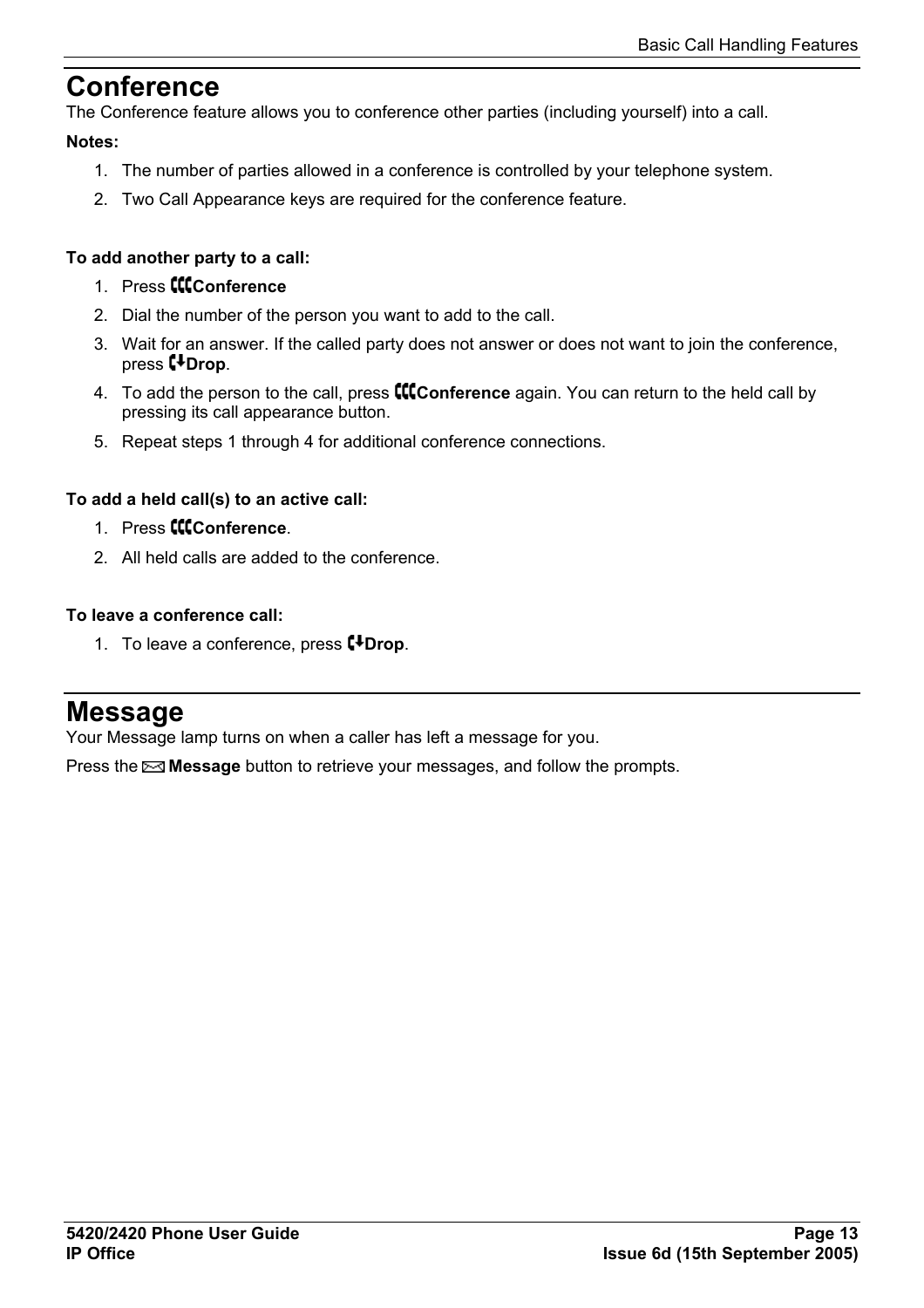# Conference

The Conference feature allows you to conference other parties (including yourself) into a call.

**Notes:**

1. The number of parties allowed in a conference is controlled by your telephone system.
2. Two Call Appearance keys are required for the conference feature.

**To add another party to a call:**

1. Press **Conference**
2. Dial the number of the person you want to add to the call.
3. Wait for an answer. If the called party does not answer or does not want to join the conference, press **Drop**.
4. To add the person to the call, press **Conference** again. You can return to the held call by pressing its call appearance button.
5. Repeat steps 1 through 4 for additional conference connections.

**To add a held call(s) to an active call:**

1. Press **Conference**.
2. All held calls are added to the conference.

**To leave a conference call:**

1. To leave a conference, press **Drop**.

# Message

Your Message lamp turns on when a caller has left a message for you.

Press the **Message** button to retrieve your messages, and follow the prompts.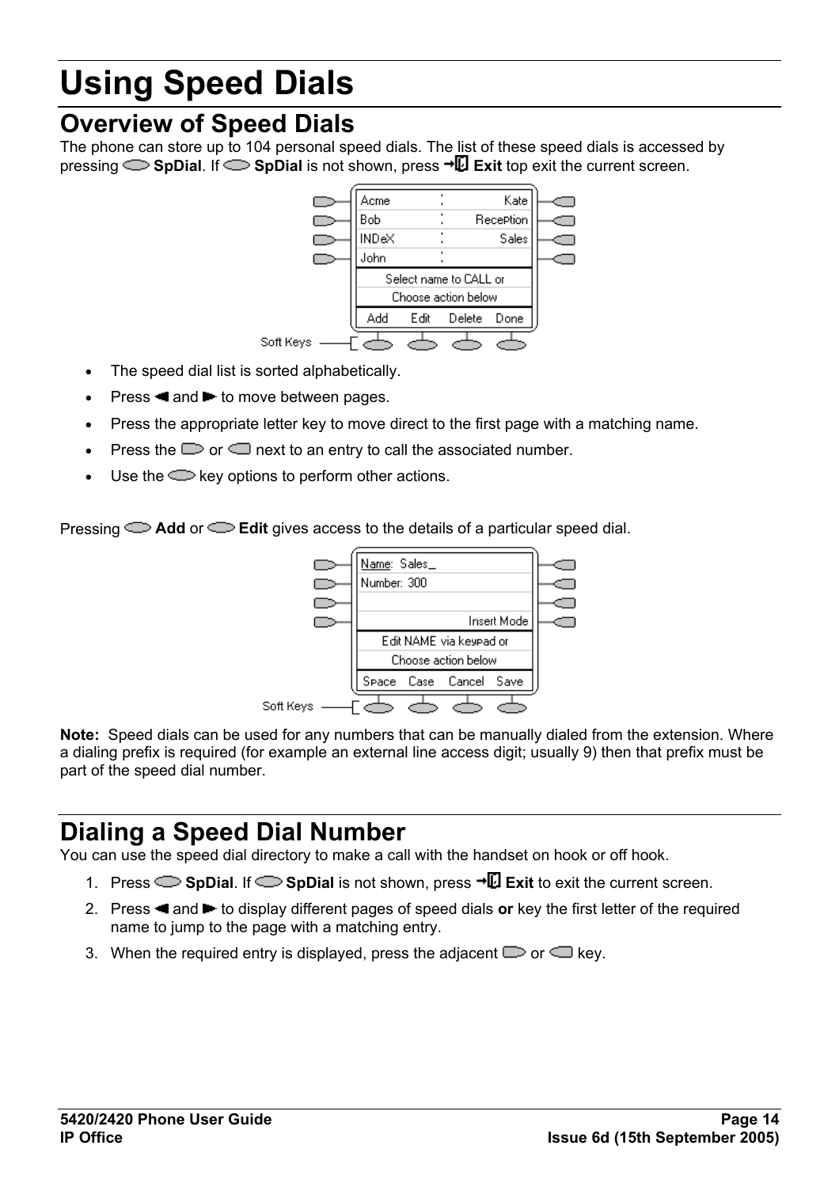# Using Speed Dials

## Overview of Speed Dials

The phone can store up to 104 personal speed dials. The list of these speed dials is accessed by pressing **SpDial**. If **SpDial** is not shown, press **Exit** top exit the current screen.

- The speed dial list is sorted alphabetically.
- Press ◄ and ► to move between pages.
- Press the appropriate letter key to move direct to the first page with a matching name.
- Press the or next to an entry to call the associated number.
- Use the key options to perform other actions.

Pressing **Add** or **Edit** gives access to the details of a particular speed dial.

**Note:** Speed dials can be used for any numbers that can be manually dialed from the extension. Where a dialing prefix is required (for example an external line access digit; usually 9) then that prefix must be part of the speed dial number.

# Dialing a Speed Dial Number

You can use the speed dial directory to make a call with the handset on hook or off hook.

1. Press **SpDial**. If **SpDial** is not shown, press **Exit** to exit the current screen.
2. Press ◄ and ► to display different pages of speed dials **or** key the first letter of the required name to jump to the page with a matching entry.
3. When the required entry is displayed, press the adjacent or key.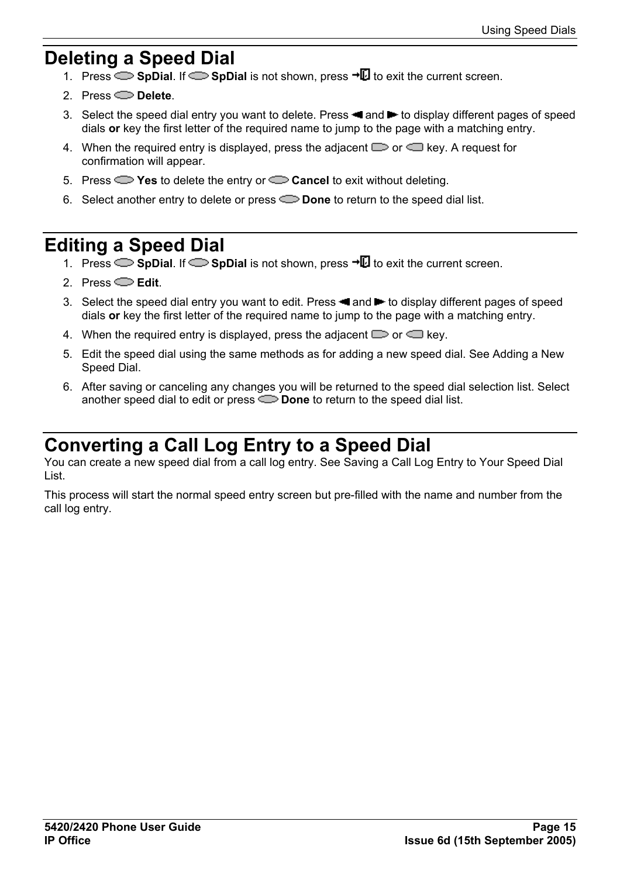# Deleting a Speed Dial

1. Press **SpDial**. If **SpDial** is not shown, press to exit the current screen.
2. Press **Delete**.
3. Select the speed dial entry you want to delete. Press and to display different pages of speed dials **or** key the first letter of the required name to jump to the page with a matching entry.
4. When the required entry is displayed, press the adjacent or key. A request for confirmation will appear.
5. Press **Yes** to delete the entry or **Cancel** to exit without deleting.
6. Select another entry to delete or press **Done** to return to the speed dial list.

# Editing a Speed Dial

1. Press **SpDial**. If **SpDial** is not shown, press to exit the current screen.
2. Press **Edit**.
3. Select the speed dial entry you want to edit. Press and to display different pages of speed dials **or** key the first letter of the required name to jump to the page with a matching entry.
4. When the required entry is displayed, press the adjacent or key.
5. Edit the speed dial using the same methods as for adding a new speed dial. See Adding a New Speed Dial.
6. After saving or canceling any changes you will be returned to the speed dial selection list. Select another speed dial to edit or press **Done** to return to the speed dial list.

# Converting a Call Log Entry to a Speed Dial

You can create a new speed dial from a call log entry. See Saving a Call Log Entry to Your Speed Dial List.

This process will start the normal speed entry screen but pre-filled with the name and number from the call log entry.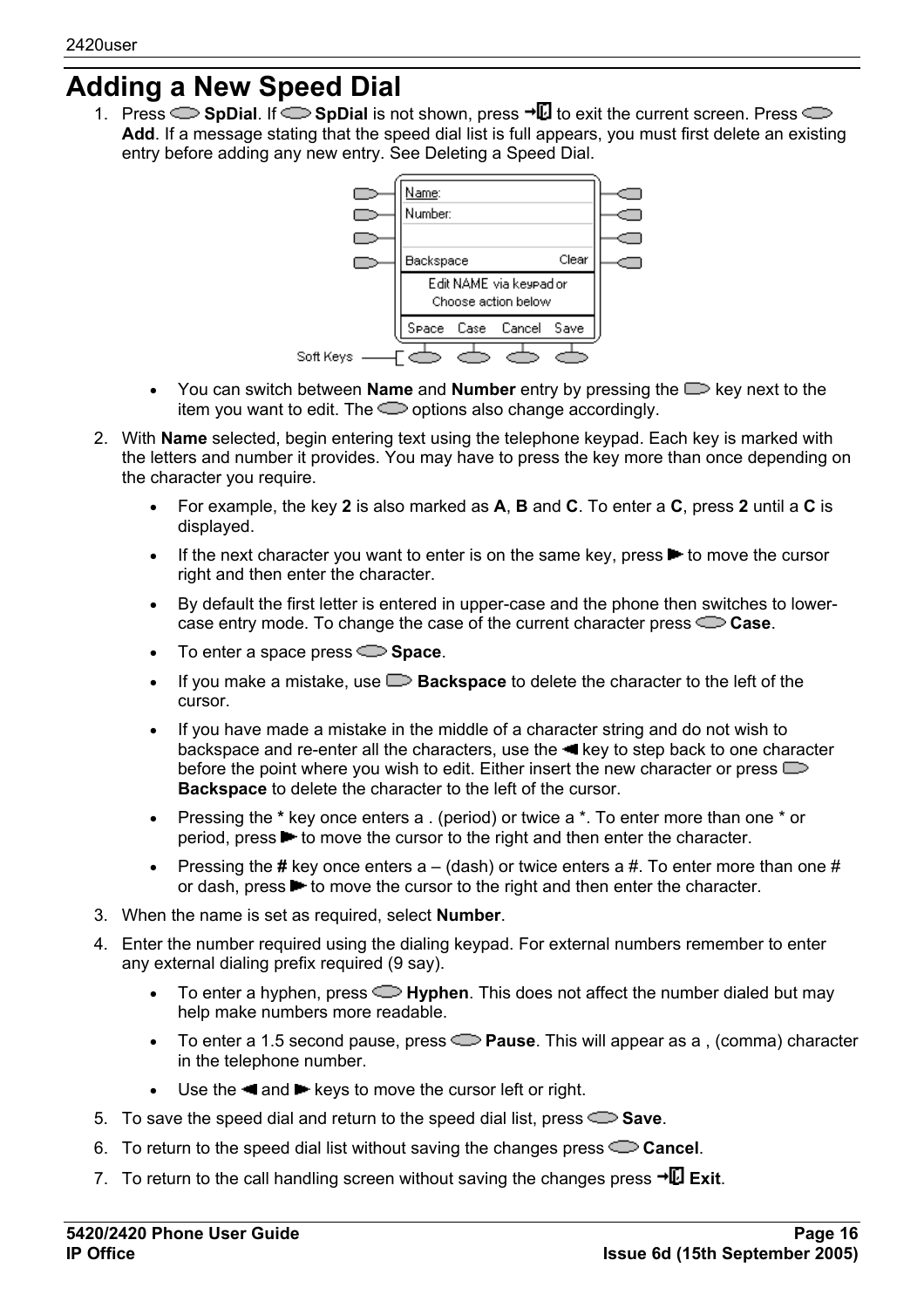# Adding a New Speed Dial

1. Press SpDial. If SpDial is not shown, press to exit the current screen. Press Add. If a message stating that the speed dial list is full appears, you must first delete an existing entry before adding any new entry. See Deleting a Speed Dial.

   - You can switch between **Name** and **Number** entry by pressing the key next to the item you want to edit. The options also change accordingly.

2. With **Name** selected, begin entering text using the telephone keypad. Each key is marked with the letters and number it provides. You may have to press the key more than once depending on the character you require.

   - For example, the key **2** is also marked as **A**, **B** and **C**. To enter a **C**, press **2** until a **C** is displayed.
   - If the next character you want to enter is on the same key, press ► to move the cursor right and then enter the character.
   - By default the first letter is entered in upper-case and the phone then switches to lower-case entry mode. To change the case of the current character press **Case**.
   - To enter a space press **Space**.
   - If you make a mistake, use **Backspace** to delete the character to the left of the cursor.
   - If you have made a mistake in the middle of a character string and do not wish to backspace and re-enter all the characters, use the ◄ key to step back to one character before the point where you wish to edit. Either insert the new character or press **Backspace** to delete the character to the left of the cursor.
   - Pressing the **\*** key once enters a . (period) or twice a \*. To enter more than one \* or period, press ► to move the cursor to the right and then enter the character.
   - Pressing the **#** key once enters a – (dash) or twice enters a #. To enter more than one # or dash, press ► to move the cursor to the right and then enter the character.

3. When the name is set as required, select **Number**.

4. Enter the number required using the dialing keypad. For external numbers remember to enter any external dialing prefix required (9 say).

   - To enter a hyphen, press **Hyphen**. This does not affect the number dialed but may help make numbers more readable.
   - To enter a 1.5 second pause, press **Pause**. This will appear as a , (comma) character in the telephone number.
   - Use the ◄ and ► keys to move the cursor left or right.

5. To save the speed dial and return to the speed dial list, press **Save**.

6. To return to the speed dial list without saving the changes press **Cancel**.

7. To return to the call handling screen without saving the changes press **Exit**.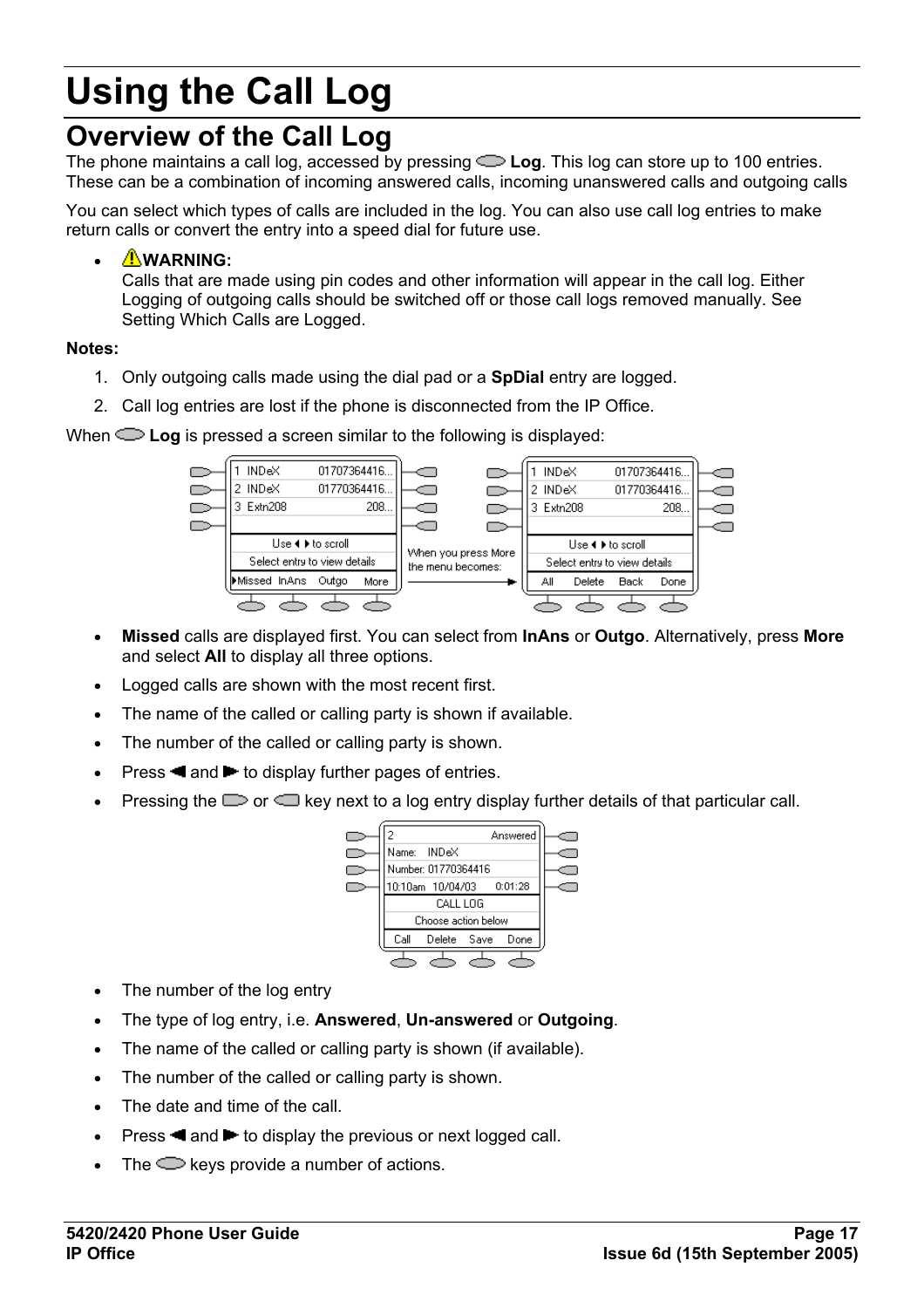# Using the Call Log

## Overview of the Call Log

The phone maintains a call log, accessed by pressing **Log**. This log can store up to 100 entries. These can be a combination of incoming answered calls, incoming unanswered calls and outgoing calls

You can select which types of calls are included in the log. You can also use call log entries to make return calls or convert the entry into a speed dial for future use.

- **WARNING:**
  Calls that are made using pin codes and other information will appear in the call log. Either Logging of outgoing calls should be switched off or those call logs removed manually. See Setting Which Calls are Logged.

**Notes:**

1. Only outgoing calls made using the dial pad or a **SpDial** entry are logged.
2. Call log entries are lost if the phone is disconnected from the IP Office.

When **Log** is pressed a screen similar to the following is displayed:

- **Missed** calls are displayed first. You can select from **InAns** or **Outgo**. Alternatively, press **More** and select **All** to display all three options.
- Logged calls are shown with the most recent first.
- The name of the called or calling party is shown if available.
- The number of the called or calling party is shown.
- Press ◄ and ► to display further pages of entries.
- Pressing the or key next to a log entry display further details of that particular call.

- The number of the log entry
- The type of log entry, i.e. **Answered**, **Un-answered** or **Outgoing**.
- The name of the called or calling party is shown (if available).
- The number of the called or calling party is shown.
- The date and time of the call.
- Press ◄ and ► to display the previous or next logged call.
- The keys provide a number of actions.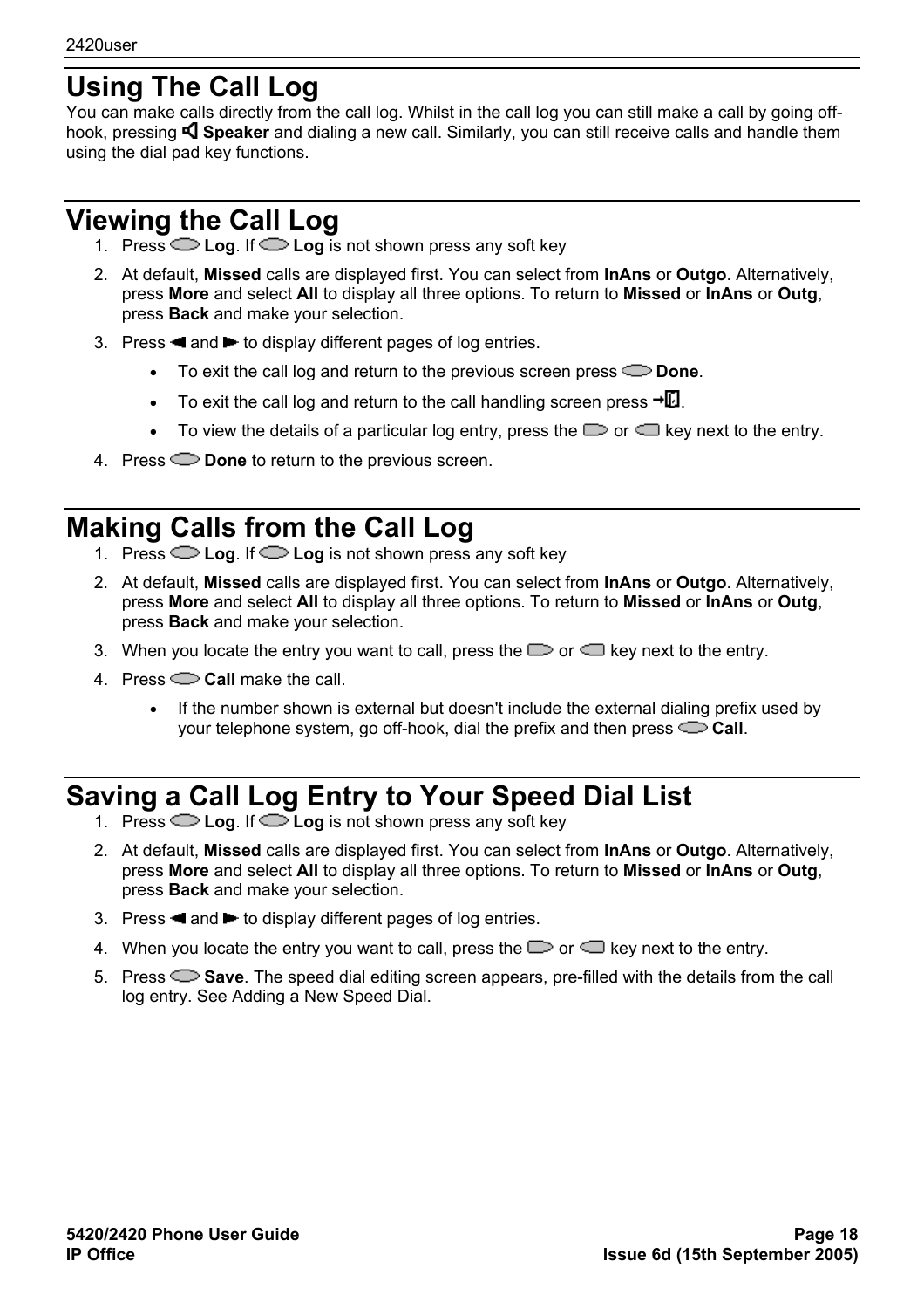# Using The Call Log

You can make calls directly from the call log. Whilst in the call log you can still make a call by going off-hook, pressing **Speaker** and dialing a new call. Similarly, you can still receive calls and handle them using the dial pad key functions.

# Viewing the Call Log

1. Press **Log**. If **Log** is not shown press any soft key
2. At default, **Missed** calls are displayed first. You can select from **InAns** or **Outgo**. Alternatively, press **More** and select **All** to display all three options. To return to **Missed** or **InAns** or **Outg**, press **Back** and make your selection.
3. Press ◄ and ► to display different pages of log entries.
   - To exit the call log and return to the previous screen press **Done**.
   - To exit the call log and return to the call handling screen press .
   - To view the details of a particular log entry, press the or key next to the entry.
4. Press **Done** to return to the previous screen.

# Making Calls from the Call Log

1. Press **Log**. If **Log** is not shown press any soft key
2. At default, **Missed** calls are displayed first. You can select from **InAns** or **Outgo**. Alternatively, press **More** and select **All** to display all three options. To return to **Missed** or **InAns** or **Outg**, press **Back** and make your selection.
3. When you locate the entry you want to call, press the or key next to the entry.
4. Press **Call** make the call.
   - If the number shown is external but doesn't include the external dialing prefix used by your telephone system, go off-hook, dial the prefix and then press **Call**.

# Saving a Call Log Entry to Your Speed Dial List

1. Press **Log**. If **Log** is not shown press any soft key
2. At default, **Missed** calls are displayed first. You can select from **InAns** or **Outgo**. Alternatively, press **More** and select **All** to display all three options. To return to **Missed** or **InAns** or **Outg**, press **Back** and make your selection.
3. Press ◄ and ► to display different pages of log entries.
4. When you locate the entry you want to call, press the or key next to the entry.
5. Press **Save**. The speed dial editing screen appears, pre-filled with the details from the call log entry. See Adding a New Speed Dial.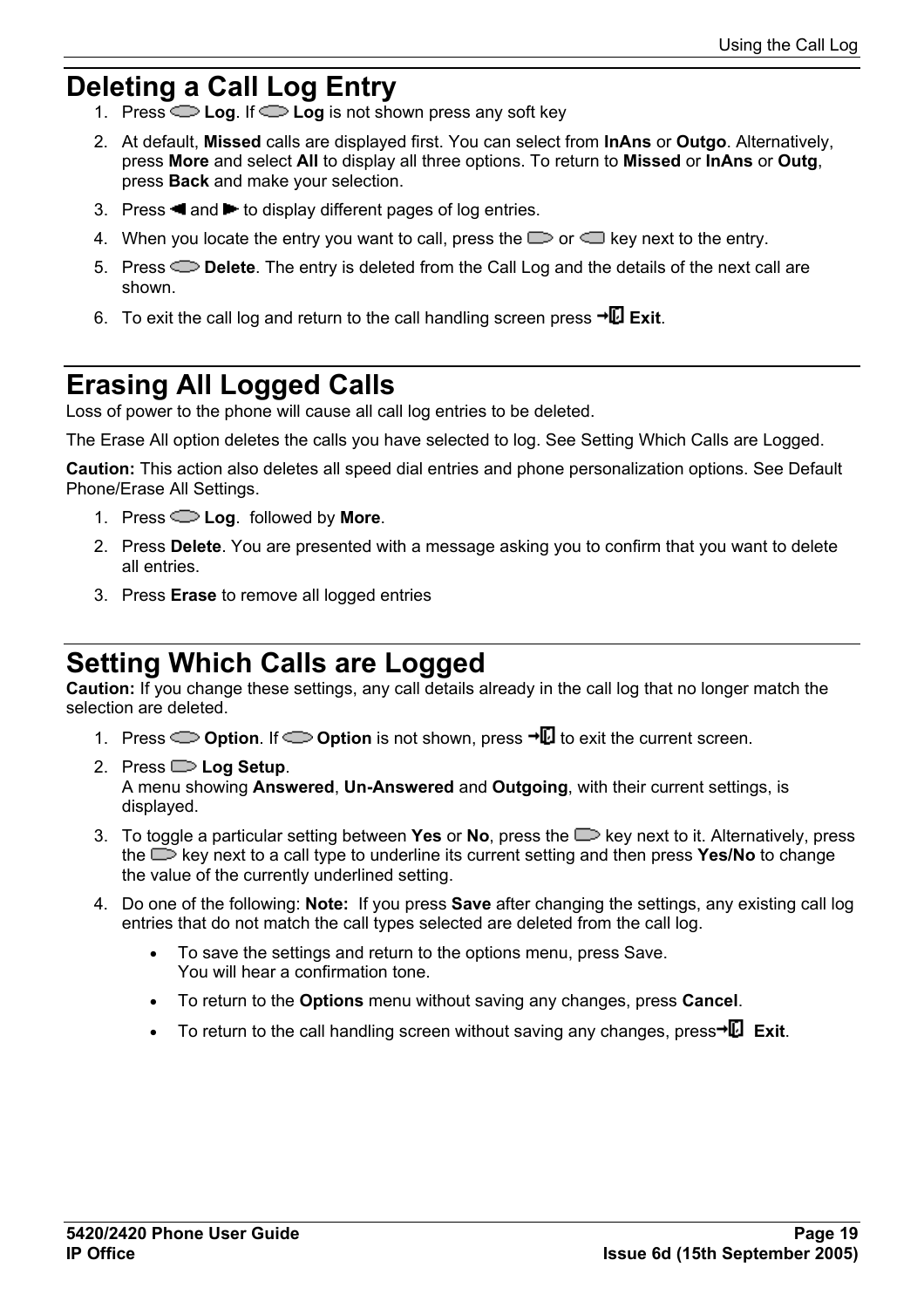# Deleting a Call Log Entry

1. Press **Log**. If **Log** is not shown press any soft key
2. At default, **Missed** calls are displayed first. You can select from **InAns** or **Outgo**. Alternatively, press **More** and select **All** to display all three options. To return to **Missed** or **InAns** or **Outg**, press **Back** and make your selection.
3. Press ◄ and ► to display different pages of log entries.
4. When you locate the entry you want to call, press the or key next to the entry.
5. Press **Delete**. The entry is deleted from the Call Log and the details of the next call are shown.
6. To exit the call log and return to the call handling screen press **Exit**.

# Erasing All Logged Calls

Loss of power to the phone will cause all call log entries to be deleted.

The Erase All option deletes the calls you have selected to log. See Setting Which Calls are Logged.

**Caution:** This action also deletes all speed dial entries and phone personalization options. See Default Phone/Erase All Settings.

1. Press **Log**. followed by **More**.
2. Press **Delete**. You are presented with a message asking you to confirm that you want to delete all entries.
3. Press **Erase** to remove all logged entries

# Setting Which Calls are Logged

**Caution:** If you change these settings, any call details already in the call log that no longer match the selection are deleted.

1. Press **Option**. If **Option** is not shown, press to exit the current screen.
2. Press **Log Setup**.
   A menu showing **Answered**, **Un-Answered** and **Outgoing**, with their current settings, is displayed.
3. To toggle a particular setting between **Yes** or **No**, press the key next to it. Alternatively, press the key next to a call type to underline its current setting and then press **Yes/No** to change the value of the currently underlined setting.
4. Do one of the following: **Note:** If you press **Save** after changing the settings, any existing call log entries that do not match the call types selected are deleted from the call log.
   - To save the settings and return to the options menu, press Save.
     You will hear a confirmation tone.
   - To return to the **Options** menu without saving any changes, press **Cancel**.
   - To return to the call handling screen without saving any changes, press **Exit**.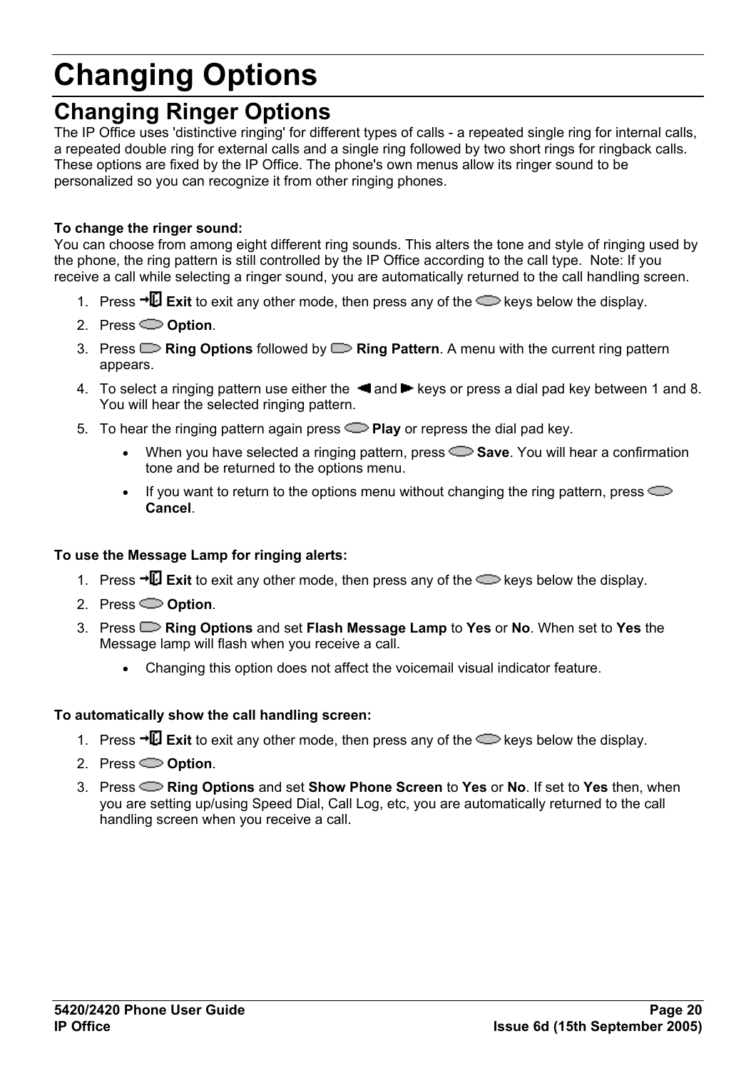# Changing Options

## Changing Ringer Options

The IP Office uses 'distinctive ringing' for different types of calls - a repeated single ring for internal calls, a repeated double ring for external calls and a single ring followed by two short rings for ringback calls. These options are fixed by the IP Office. The phone's own menus allow its ringer sound to be personalized so you can recognize it from other ringing phones.

**To change the ringer sound:**

You can choose from among eight different ring sounds. This alters the tone and style of ringing used by the phone, the ring pattern is still controlled by the IP Office according to the call type. Note: If you receive a call while selecting a ringer sound, you are automatically returned to the call handling screen.

1. Press **Exit** to exit any other mode, then press any of the keys below the display.
2. Press **Option**.
3. Press **Ring Options** followed by **Ring Pattern**. A menu with the current ring pattern appears.
4. To select a ringing pattern use either the and keys or press a dial pad key between 1 and 8. You will hear the selected ringing pattern.
5. To hear the ringing pattern again press **Play** or repress the dial pad key.
   - When you have selected a ringing pattern, press **Save**. You will hear a confirmation tone and be returned to the options menu.
   - If you want to return to the options menu without changing the ring pattern, press **Cancel**.

**To use the Message Lamp for ringing alerts:**

1. Press **Exit** to exit any other mode, then press any of the keys below the display.
2. Press **Option**.
3. Press **Ring Options** and set **Flash Message Lamp** to **Yes** or **No**. When set to **Yes** the Message lamp will flash when you receive a call.
   - Changing this option does not affect the voicemail visual indicator feature.

**To automatically show the call handling screen:**

1. Press **Exit** to exit any other mode, then press any of the keys below the display.
2. Press **Option**.
3. Press **Ring Options** and set **Show Phone Screen** to **Yes** or **No**. If set to **Yes** then, when you are setting up/using Speed Dial, Call Log, etc, you are automatically returned to the call handling screen when you receive a call.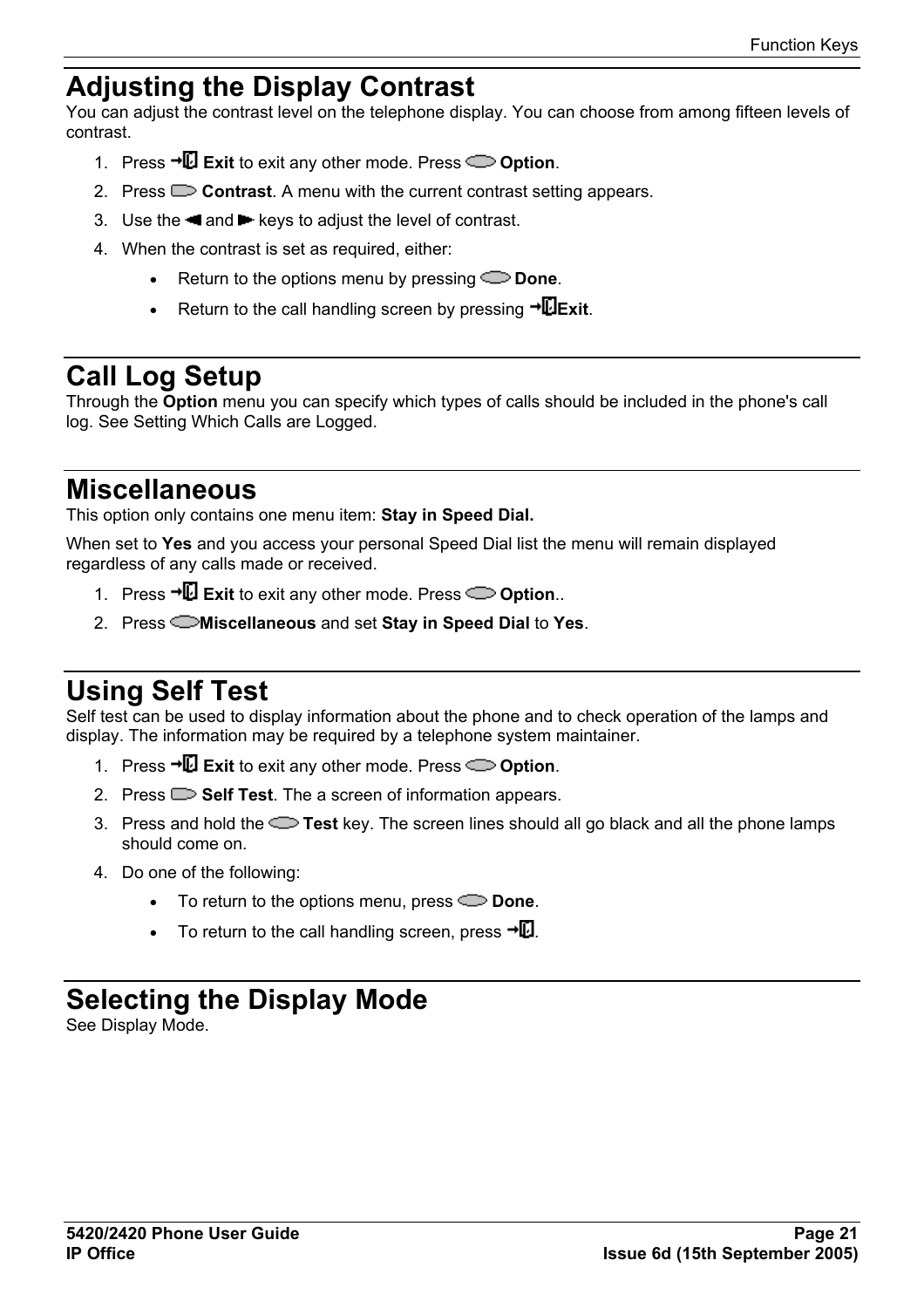# Adjusting the Display Contrast

You can adjust the contrast level on the telephone display. You can choose from among fifteen levels of contrast.

1. Press **Exit** to exit any other mode. Press **Option**.
2. Press **Contrast**. A menu with the current contrast setting appears.
3. Use the ◄ and ► keys to adjust the level of contrast.
4. When the contrast is set as required, either:
   - Return to the options menu by pressing **Done**.
   - Return to the call handling screen by pressing **Exit**.

# Call Log Setup

Through the **Option** menu you can specify which types of calls should be included in the phone's call log. See Setting Which Calls are Logged.

# Miscellaneous

This option only contains one menu item: **Stay in Speed Dial.**

When set to **Yes** and you access your personal Speed Dial list the menu will remain displayed regardless of any calls made or received.

1. Press **Exit** to exit any other mode. Press **Option**..
2. Press **Miscellaneous** and set **Stay in Speed Dial** to **Yes**.

# Using Self Test

Self test can be used to display information about the phone and to check operation of the lamps and display. The information may be required by a telephone system maintainer.

1. Press **Exit** to exit any other mode. Press **Option**.
2. Press **Self Test**. The a screen of information appears.
3. Press and hold the **Test** key. The screen lines should all go black and all the phone lamps should come on.
4. Do one of the following:
   - To return to the options menu, press **Done**.
   - To return to the call handling screen, press .

# Selecting the Display Mode

See Display Mode.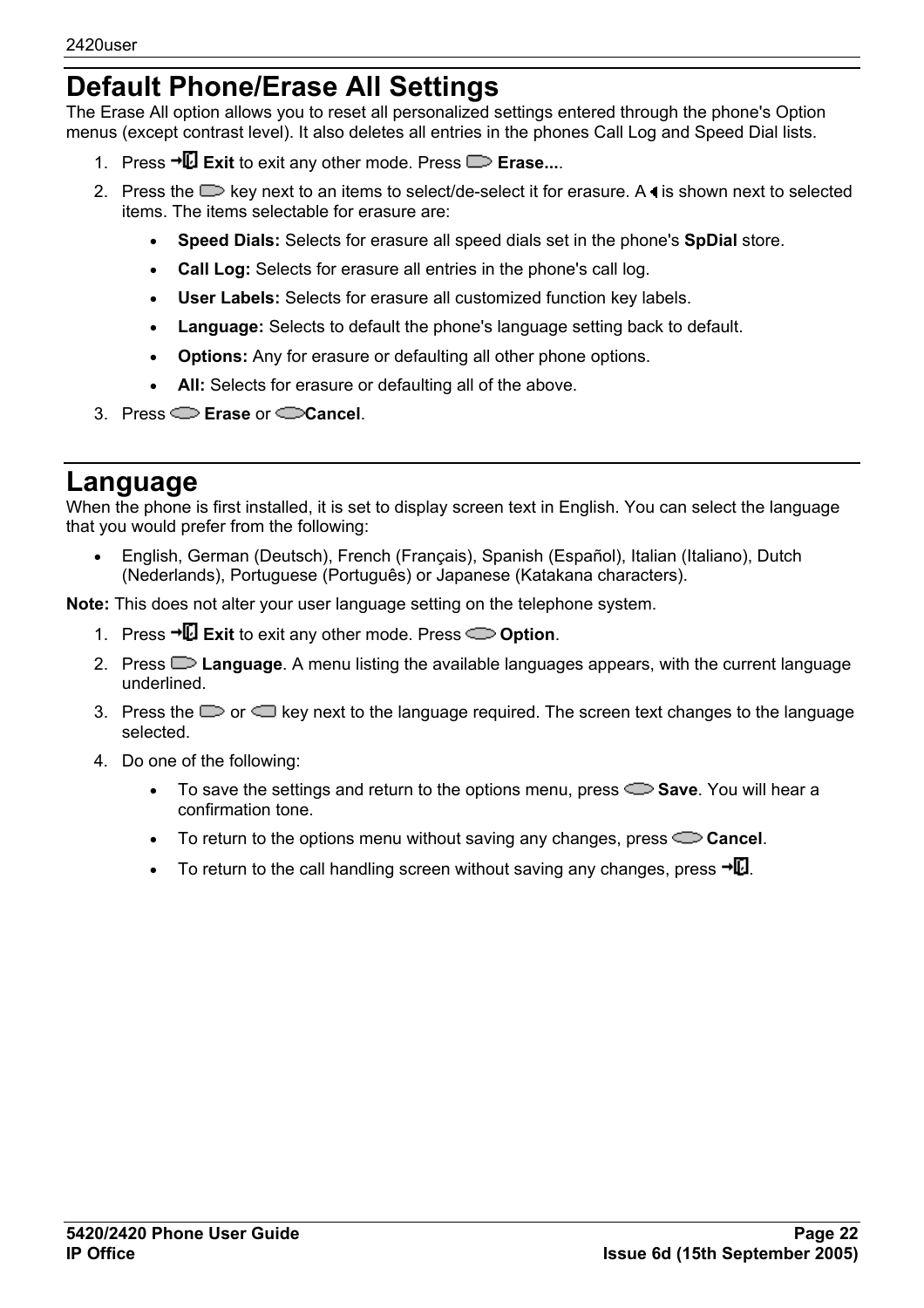# Default Phone/Erase All Settings

The Erase All option allows you to reset all personalized settings entered through the phone's Option menus (except contrast level). It also deletes all entries in the phones Call Log and Speed Dial lists.

1. Press **Exit** to exit any other mode. Press **Erase...**.
2. Press the key next to an items to select/de-select it for erasure. A ◀ is shown next to selected items. The items selectable for erasure are:
   - **Speed Dials:** Selects for erasure all speed dials set in the phone's **SpDial** store.
   - **Call Log:** Selects for erasure all entries in the phone's call log.
   - **User Labels:** Selects for erasure all customized function key labels.
   - **Language:** Selects to default the phone's language setting back to default.
   - **Options:** Any for erasure or defaulting all other phone options.
   - **All:** Selects for erasure or defaulting all of the above.
3. Press **Erase** or **Cancel**.

# Language

When the phone is first installed, it is set to display screen text in English. You can select the language that you would prefer from the following:

- English, German (Deutsch), French (Français), Spanish (Español), Italian (Italiano), Dutch (Nederlands), Portuguese (Português) or Japanese (Katakana characters).

**Note:** This does not alter your user language setting on the telephone system.

1. Press **Exit** to exit any other mode. Press **Option**.
2. Press **Language**. A menu listing the available languages appears, with the current language underlined.
3. Press the or key next to the language required. The screen text changes to the language selected.
4. Do one of the following:
   - To save the settings and return to the options menu, press **Save**. You will hear a confirmation tone.
   - To return to the options menu without saving any changes, press **Cancel**.
   - To return to the call handling screen without saving any changes, press .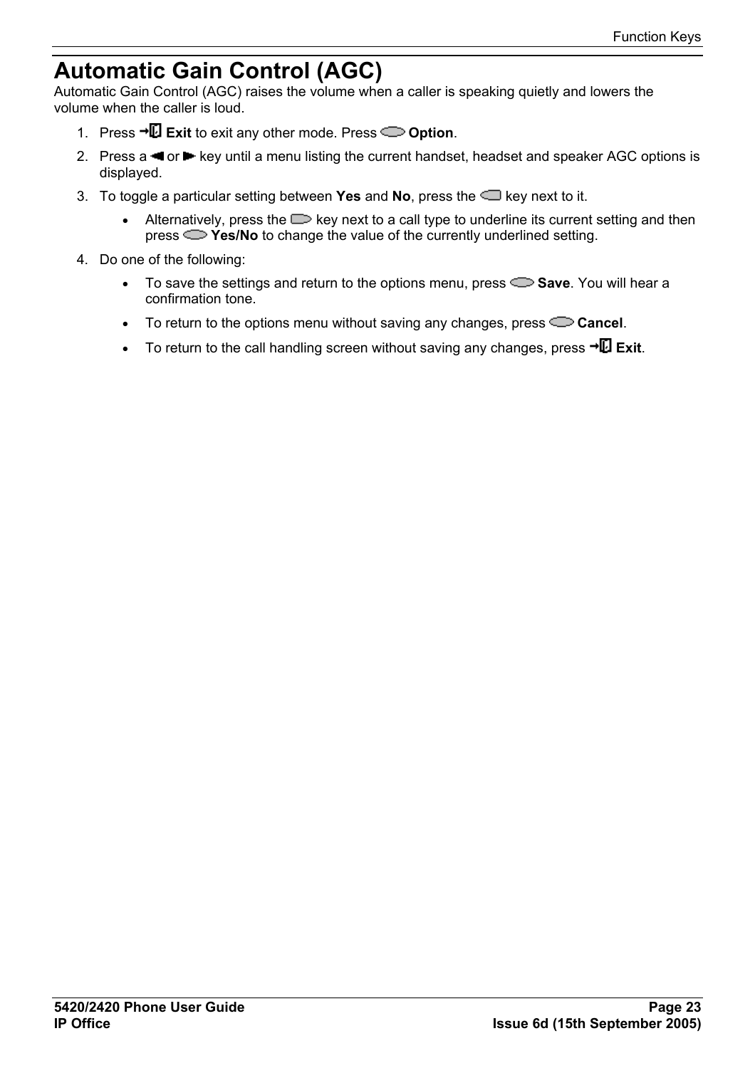# Automatic Gain Control (AGC)

Automatic Gain Control (AGC) raises the volume when a caller is speaking quietly and lowers the volume when the caller is loud.

1. Press **Exit** to exit any other mode. Press **Option**.
2. Press a ◄ or ► key until a menu listing the current handset, headset and speaker AGC options is displayed.
3. To toggle a particular setting between **Yes** and **No**, press the key next to it.
   - Alternatively, press the key next to a call type to underline its current setting and then press **Yes/No** to change the value of the currently underlined setting.
4. Do one of the following:
   - To save the settings and return to the options menu, press **Save**. You will hear a confirmation tone.
   - To return to the options menu without saving any changes, press **Cancel**.
   - To return to the call handling screen without saving any changes, press **Exit**.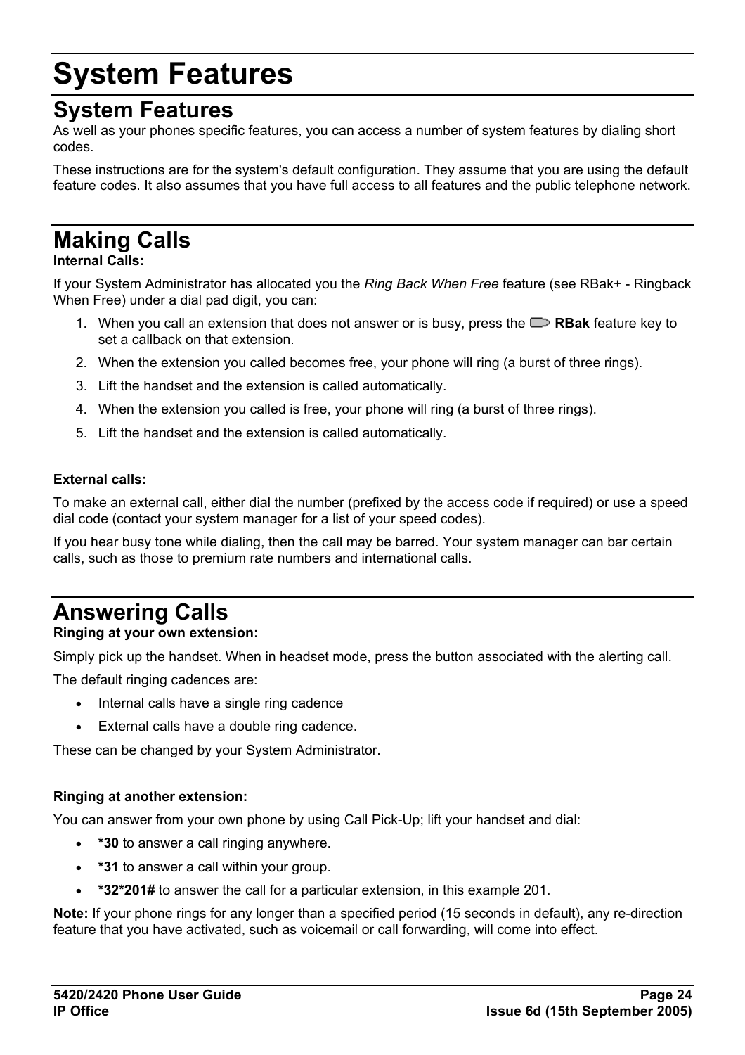# System Features

## System Features

As well as your phones specific features, you can access a number of system features by dialing short codes.

These instructions are for the system's default configuration. They assume that you are using the default feature codes. It also assumes that you have full access to all features and the public telephone network.

## Making Calls

**Internal Calls:**

If your System Administrator has allocated you the *Ring Back When Free* feature (see RBak+ - Ringback When Free) under a dial pad digit, you can:

1. When you call an extension that does not answer or is busy, press the **RBak** feature key to set a callback on that extension.
2. When the extension you called becomes free, your phone will ring (a burst of three rings).
3. Lift the handset and the extension is called automatically.
4. When the extension you called is free, your phone will ring (a burst of three rings).
5. Lift the handset and the extension is called automatically.

**External calls:**

To make an external call, either dial the number (prefixed by the access code if required) or use a speed dial code (contact your system manager for a list of your speed codes).

If you hear busy tone while dialing, then the call may be barred. Your system manager can bar certain calls, such as those to premium rate numbers and international calls.

## Answering Calls

**Ringing at your own extension:**

Simply pick up the handset. When in headset mode, press the button associated with the alerting call.

The default ringing cadences are:

- Internal calls have a single ring cadence
- External calls have a double ring cadence.

These can be changed by your System Administrator.

**Ringing at another extension:**

You can answer from your own phone by using Call Pick-Up; lift your handset and dial:

- **\*30** to answer a call ringing anywhere.
- **\*31** to answer a call within your group.
- **\*32\*201#** to answer the call for a particular extension, in this example 201.

**Note:** If your phone rings for any longer than a specified period (15 seconds in default), any re-direction feature that you have activated, such as voicemail or call forwarding, will come into effect.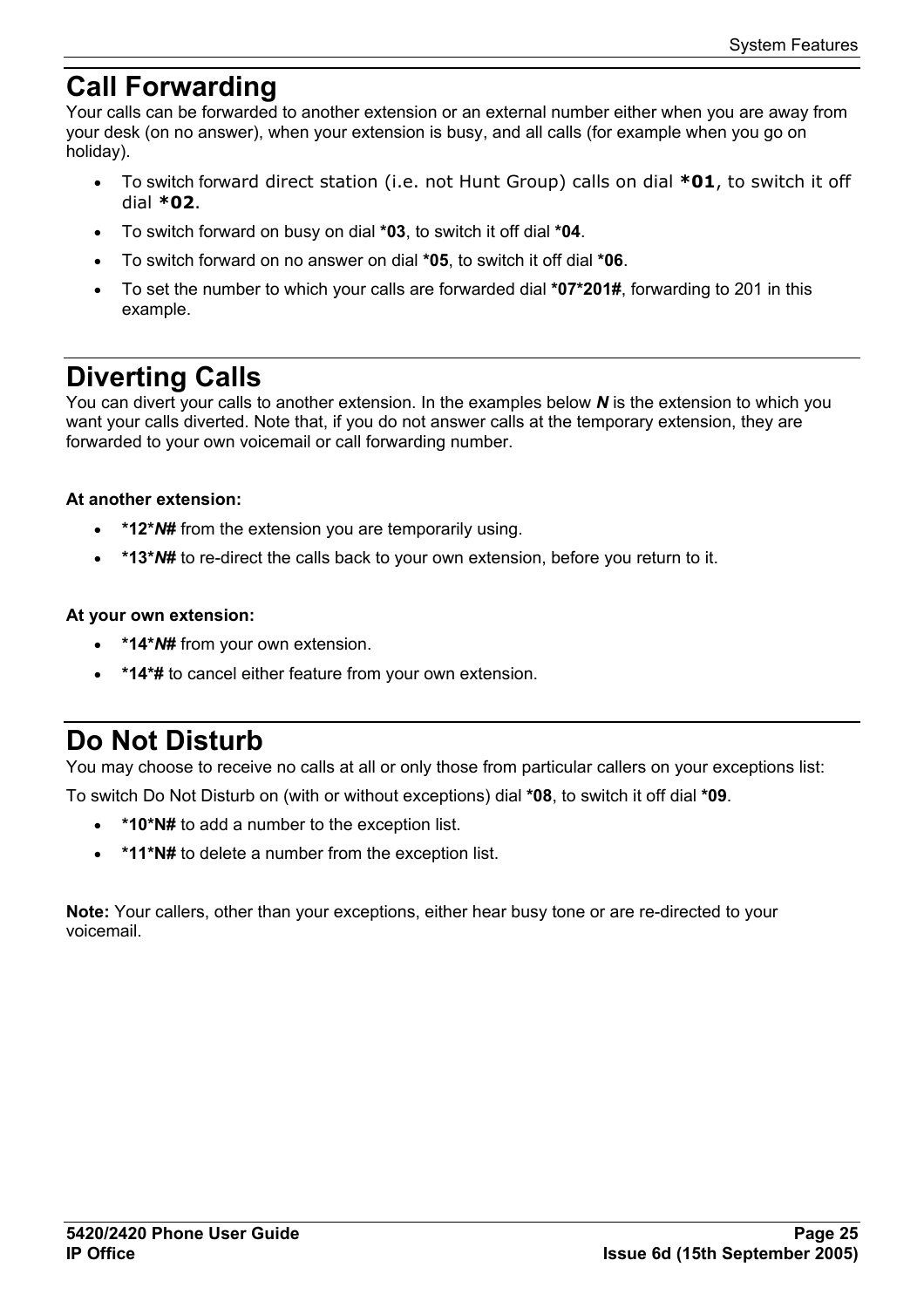# Call Forwarding

Your calls can be forwarded to another extension or an external number either when you are away from your desk (on no answer), when your extension is busy, and all calls (for example when you go on holiday).

- To switch forward direct station (i.e. not Hunt Group) calls on dial **\*01**, to switch it off dial **\*02**.
- To switch forward on busy on dial **\*03**, to switch it off dial **\*04**.
- To switch forward on no answer on dial **\*05**, to switch it off dial **\*06**.
- To set the number to which your calls are forwarded dial **\*07\*201#**, forwarding to 201 in this example.

# Diverting Calls

You can divert your calls to another extension. In the examples below ***N*** is the extension to which you want your calls diverted. Note that, if you do not answer calls at the temporary extension, they are forwarded to your own voicemail or call forwarding number.

**At another extension:**

- **\*12\****N#*** from the extension you are temporarily using.
- **\*13\****N#*** to re-direct the calls back to your own extension, before you return to it.

**At your own extension:**

- **\*14\****N#*** from your own extension.
- **\*14\*#** to cancel either feature from your own extension.

# Do Not Disturb

You may choose to receive no calls at all or only those from particular callers on your exceptions list:

To switch Do Not Disturb on (with or without exceptions) dial **\*08**, to switch it off dial **\*09**.

- **\*10\*N#** to add a number to the exception list.
- **\*11\*N#** to delete a number from the exception list.

**Note:** Your callers, other than your exceptions, either hear busy tone or are re-directed to your voicemail.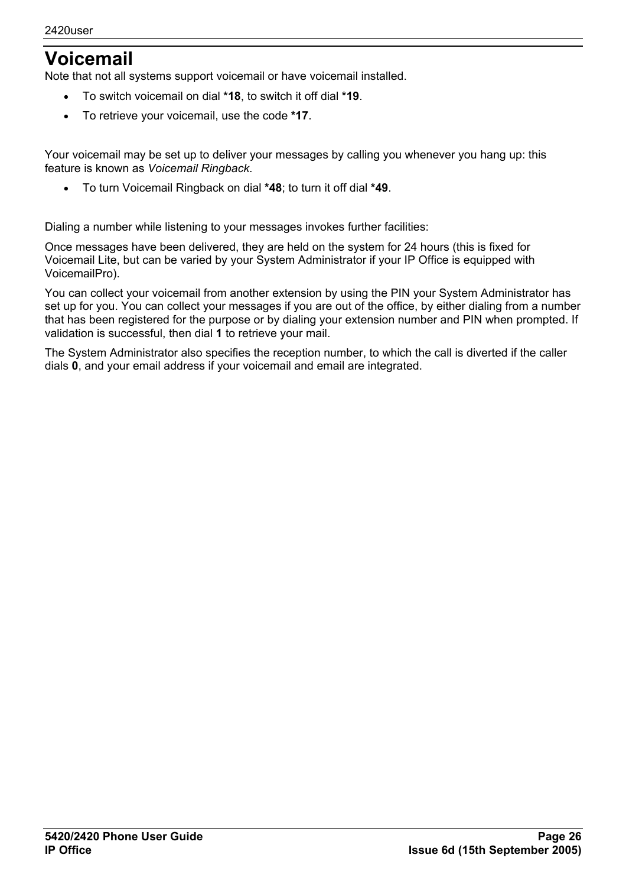# Voicemail

Note that not all systems support voicemail or have voicemail installed.

- To switch voicemail on dial **\*18**, to switch it off dial **\*19**.
- To retrieve your voicemail, use the code **\*17**.

Your voicemail may be set up to deliver your messages by calling you whenever you hang up: this feature is known as *Voicemail Ringback*.

- To turn Voicemail Ringback on dial **\*48**; to turn it off dial **\*49**.

Dialing a number while listening to your messages invokes further facilities:

Once messages have been delivered, they are held on the system for 24 hours (this is fixed for Voicemail Lite, but can be varied by your System Administrator if your IP Office is equipped with VoicemailPro).

You can collect your voicemail from another extension by using the PIN your System Administrator has set up for you. You can collect your messages if you are out of the office, by either dialing from a number that has been registered for the purpose or by dialing your extension number and PIN when prompted. If validation is successful, then dial **1** to retrieve your mail.

The System Administrator also specifies the reception number, to which the call is diverted if the caller dials **0**, and your email address if your voicemail and email are integrated.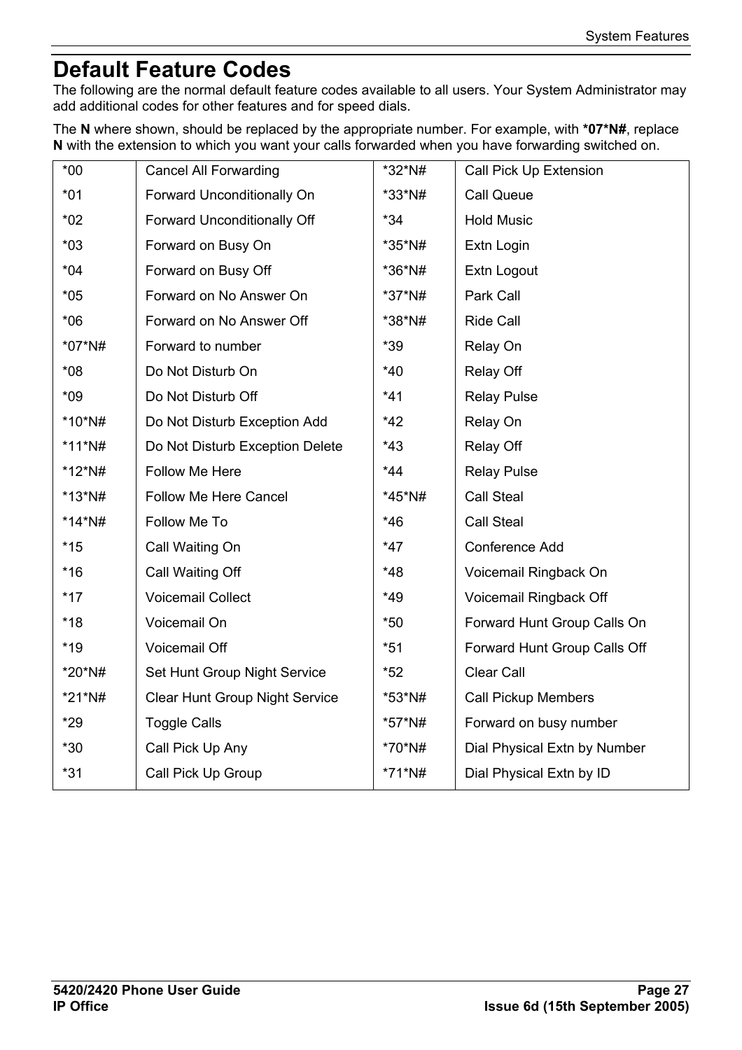# Default Feature Codes

The following are the normal default feature codes available to all users. Your System Administrator may add additional codes for other features and for speed dials.

The **N** where shown, should be replaced by the appropriate number. For example, with ***07*N#**, replace **N** with the extension to which you want your calls forwarded when you have forwarding switched on.

| | | | |
|---|---|---|---|
| *00 | Cancel All Forwarding | *32*N# | Call Pick Up Extension |
| *01 | Forward Unconditionally On | *33*N# | Call Queue |
| *02 | Forward Unconditionally Off | *34 | Hold Music |
| *03 | Forward on Busy On | *35*N# | Extn Login |
| *04 | Forward on Busy Off | *36*N# | Extn Logout |
| *05 | Forward on No Answer On | *37*N# | Park Call |
| *06 | Forward on No Answer Off | *38*N# | Ride Call |
| *07*N# | Forward to number | *39 | Relay On |
| *08 | Do Not Disturb On | *40 | Relay Off |
| *09 | Do Not Disturb Off | *41 | Relay Pulse |
| *10*N# | Do Not Disturb Exception Add | *42 | Relay On |
| *11*N# | Do Not Disturb Exception Delete | *43 | Relay Off |
| *12*N# | Follow Me Here | *44 | Relay Pulse |
| *13*N# | Follow Me Here Cancel | *45*N# | Call Steal |
| *14*N# | Follow Me To | *46 | Call Steal |
| *15 | Call Waiting On | *47 | Conference Add |
| *16 | Call Waiting Off | *48 | Voicemail Ringback On |
| *17 | Voicemail Collect | *49 | Voicemail Ringback Off |
| *18 | Voicemail On | *50 | Forward Hunt Group Calls On |
| *19 | Voicemail Off | *51 | Forward Hunt Group Calls Off |
| *20*N# | Set Hunt Group Night Service | *52 | Clear Call |
| *21*N# | Clear Hunt Group Night Service | *53*N# | Call Pickup Members |
| *29 | Toggle Calls | *57*N# | Forward on busy number |
| *30 | Call Pick Up Any | *70*N# | Dial Physical Extn by Number |
| *31 | Call Pick Up Group | *71*N# | Dial Physical Extn by ID |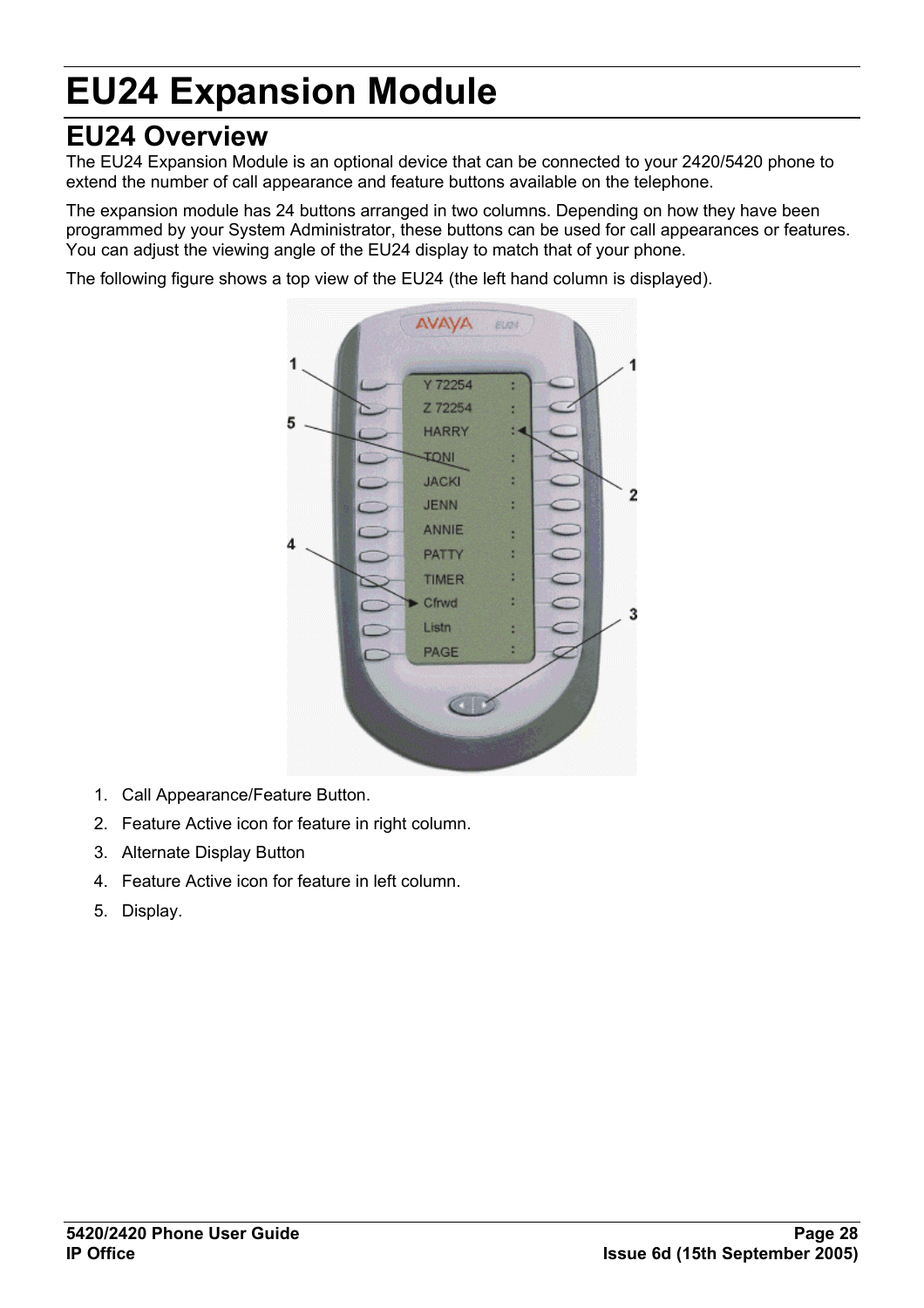# EU24 Expansion Module

## EU24 Overview

The EU24 Expansion Module is an optional device that can be connected to your 2420/5420 phone to extend the number of call appearance and feature buttons available on the telephone.

The expansion module has 24 buttons arranged in two columns. Depending on how they have been programmed by your System Administrator, these buttons can be used for call appearances or features. You can adjust the viewing angle of the EU24 display to match that of your phone.

The following figure shows a top view of the EU24 (the left hand column is displayed).

1. Call Appearance/Feature Button.
2. Feature Active icon for feature in right column.
3. Alternate Display Button
4. Feature Active icon for feature in left column.
5. Display.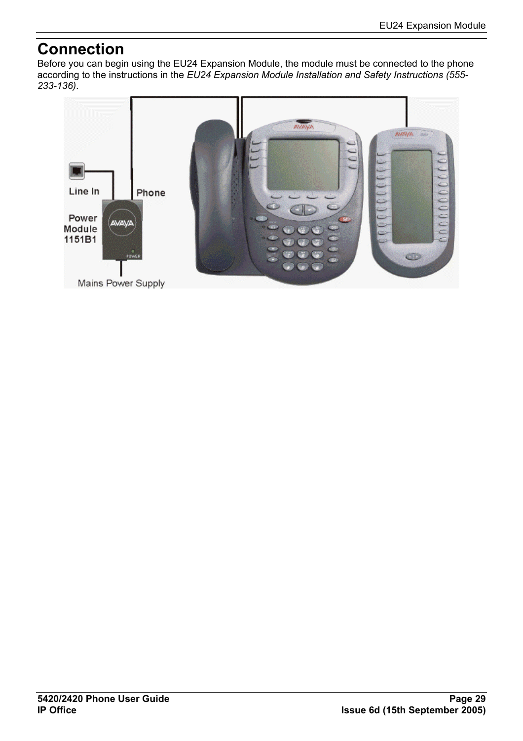# Connection

Before you can begin using the EU24 Expansion Module, the module must be connected to the phone according to the instructions in the *EU24 Expansion Module Installation and Safety Instructions (555-233-136)*.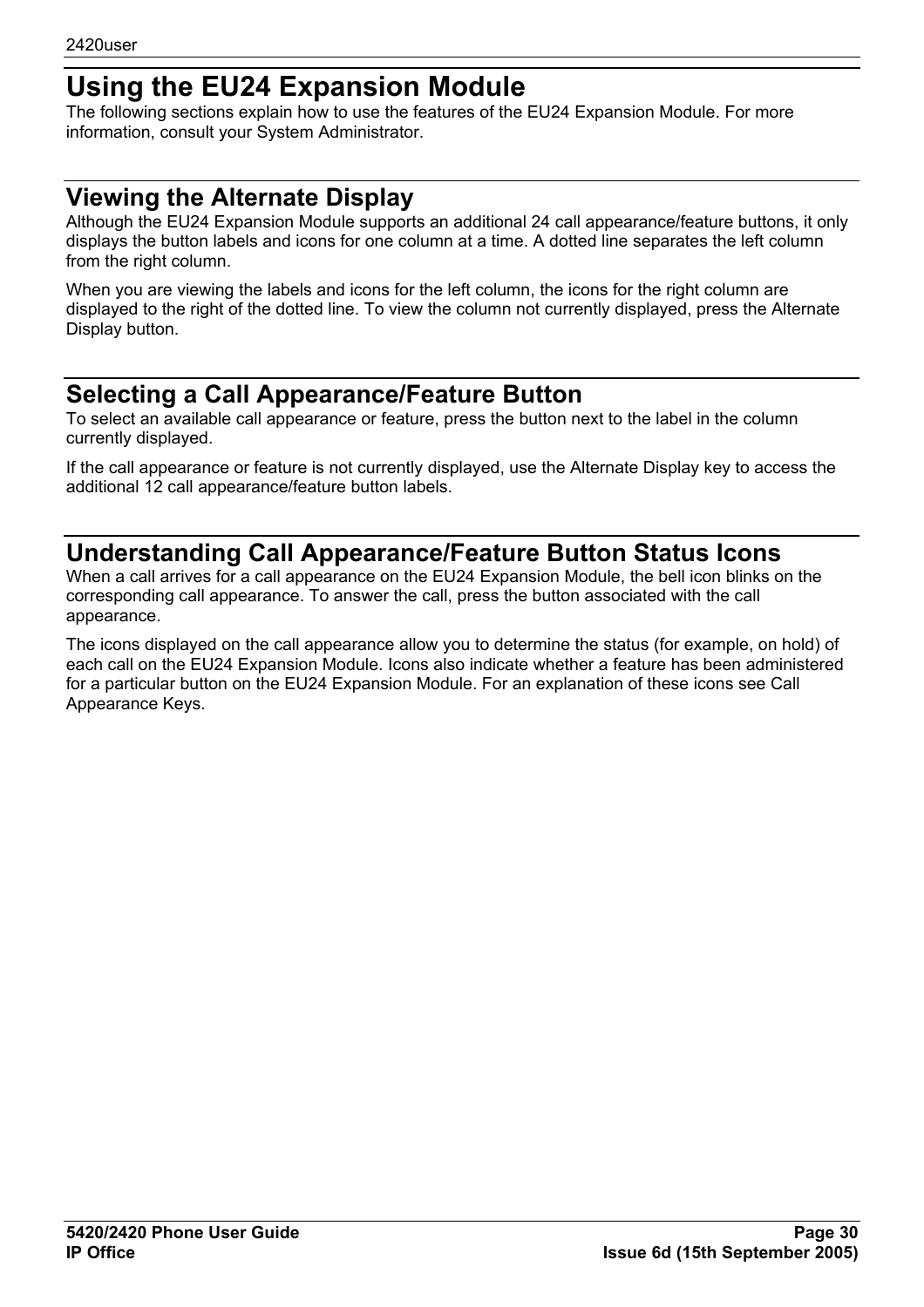# Using the EU24 Expansion Module

The following sections explain how to use the features of the EU24 Expansion Module. For more information, consult your System Administrator.

## Viewing the Alternate Display

Although the EU24 Expansion Module supports an additional 24 call appearance/feature buttons, it only displays the button labels and icons for one column at a time. A dotted line separates the left column from the right column.

When you are viewing the labels and icons for the left column, the icons for the right column are displayed to the right of the dotted line. To view the column not currently displayed, press the Alternate Display button.

## Selecting a Call Appearance/Feature Button

To select an available call appearance or feature, press the button next to the label in the column currently displayed.

If the call appearance or feature is not currently displayed, use the Alternate Display key to access the additional 12 call appearance/feature button labels.

## Understanding Call Appearance/Feature Button Status Icons

When a call arrives for a call appearance on the EU24 Expansion Module, the bell icon blinks on the corresponding call appearance. To answer the call, press the button associated with the call appearance.

The icons displayed on the call appearance allow you to determine the status (for example, on hold) of each call on the EU24 Expansion Module. Icons also indicate whether a feature has been administered for a particular button on the EU24 Expansion Module. For an explanation of these icons see Call Appearance Keys.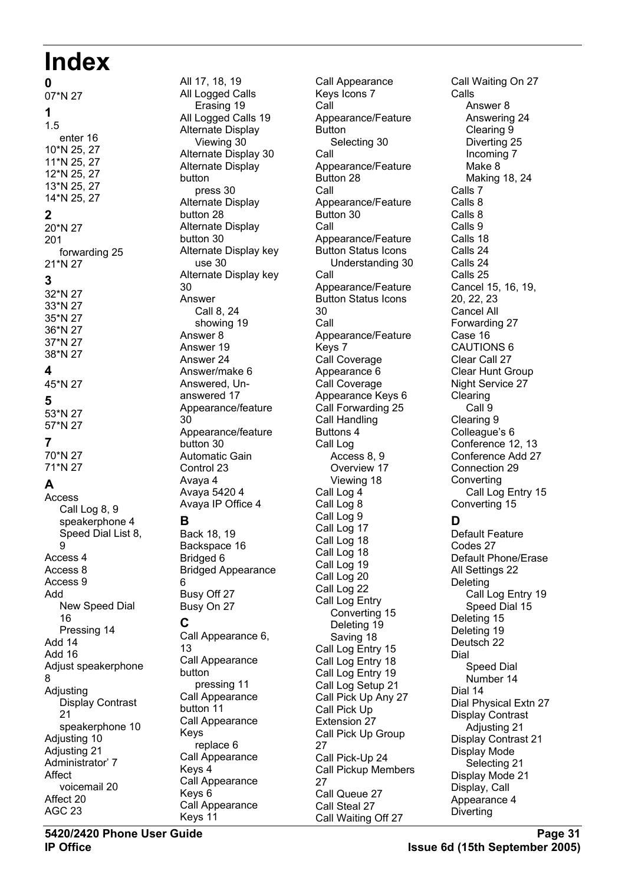# Index

## 0

07*N 27

## 1

1.5
- enter 16

10*N 25, 27
11*N 25, 27
12*N 25, 27
13*N 25, 27
14*N 25, 27

## 2

20*N 27
201
- forwarding 25

21*N 27

## 3

32*N 27
33*N 27
35*N 27
36*N 27
37*N 27
38*N 27

## 4

45*N 27

## 5

53*N 27
57*N 27

## 7

70*N 27
71*N 27

## A

Access
- Call Log 8, 9
- speakerphone 4
- Speed Dial List 8, 9

Access 4
Access 8
Access 9
Add
- New Speed Dial 16
- Pressing 14

Add 14
Add 16
Adjust speakerphone 8
Adjusting
- Display Contrast 21
- speakerphone 10

Adjusting 10
Adjusting 21
Administrator' 7
Affect
- voicemail 20

Affect 20
AGC 23
All 17, 18, 19
All Logged Calls
- Erasing 19

All Logged Calls 19
Alternate Display
- Viewing 30

Alternate Display 30
Alternate Display button
- press 30

Alternate Display button 28
Alternate Display button 30
Alternate Display key
- use 30

Alternate Display key 30
Answer
- Call 8, 24
- showing 19

Answer 8
Answer 19
Answer 24
Answer/make 6
Answered, Un-answered 17
Appearance/feature 30
Appearance/feature button 30
Automatic Gain Control 23
Avaya 4
Avaya 5420 4
Avaya IP Office 4

## B

Back 18, 19
Backspace 16
Bridged 6
Bridged Appearance 6
Busy Off 27
Busy On 27

## C

Call Appearance 6, 13
Call Appearance button
- pressing 11

Call Appearance button 11
Call Appearance Keys
- replace 6

Call Appearance Keys 4
Call Appearance Keys 6
Call Appearance Keys 11
Call Appearance Keys Icons 7
Call Appearance/Feature Button
- Selecting 30

Call Appearance/Feature Button 28
Call Appearance/Feature Button 30
Call Appearance/Feature Button Status Icons
- Understanding 30

Call Appearance/Feature Button Status Icons 30
Call Appearance/Feature Keys 7
Call Coverage Appearance 6
Call Coverage Appearance Keys 6
Call Forwarding 25
Call Handling Buttons 4
Call Log
- Access 8, 9
- Overview 17
- Viewing 18

Call Log 4
Call Log 8
Call Log 9
Call Log 17
Call Log 18
Call Log 18
Call Log 19
Call Log 20
Call Log 22
Call Log Entry
- Converting 15
- Deleting 19
- Saving 18

Call Log Entry 15
Call Log Entry 18
Call Log Entry 19
Call Log Setup 21
Call Pick Up Any 27
Call Pick Up Extension 27
Call Pick Up Group 27
Call Pick-Up 24
Call Pickup Members 27
Call Queue 27
Call Steal 27
Call Waiting Off 27
Call Waiting On 27
Calls
- Answer 8
- Answering 24
- Clearing 9
- Diverting 25
- Incoming 7
- Make 8
- Making 18, 24

Calls 7
Calls 8
Calls 8
Calls 9
Calls 18
Calls 24
Calls 24
Calls 25
Cancel 15, 16, 19, 20, 22, 23
Cancel All Forwarding 27
Case 16
CAUTIONS 6
Clear Call 27
Clear Hunt Group Night Service 27
Clearing
- Call 9

Clearing 9
Colleague's 6
Conference 12, 13
Conference Add 27
Connection 29
Converting
- Call Log Entry 15

Converting 15

## D

Default Feature Codes 27
Default Phone/Erase All Settings 22
Deleting
- Call Log Entry 19
- Speed Dial 15

Deleting 15
Deleting 19
Deutsch 22
Dial
- Speed Dial Number 14

Dial 14
Dial Physical Extn 27
Display Contrast
- Adjusting 21

Display Contrast 21
Display Mode
- Selecting 21

Display Mode 21
Display, Call Appearance 4
Diverting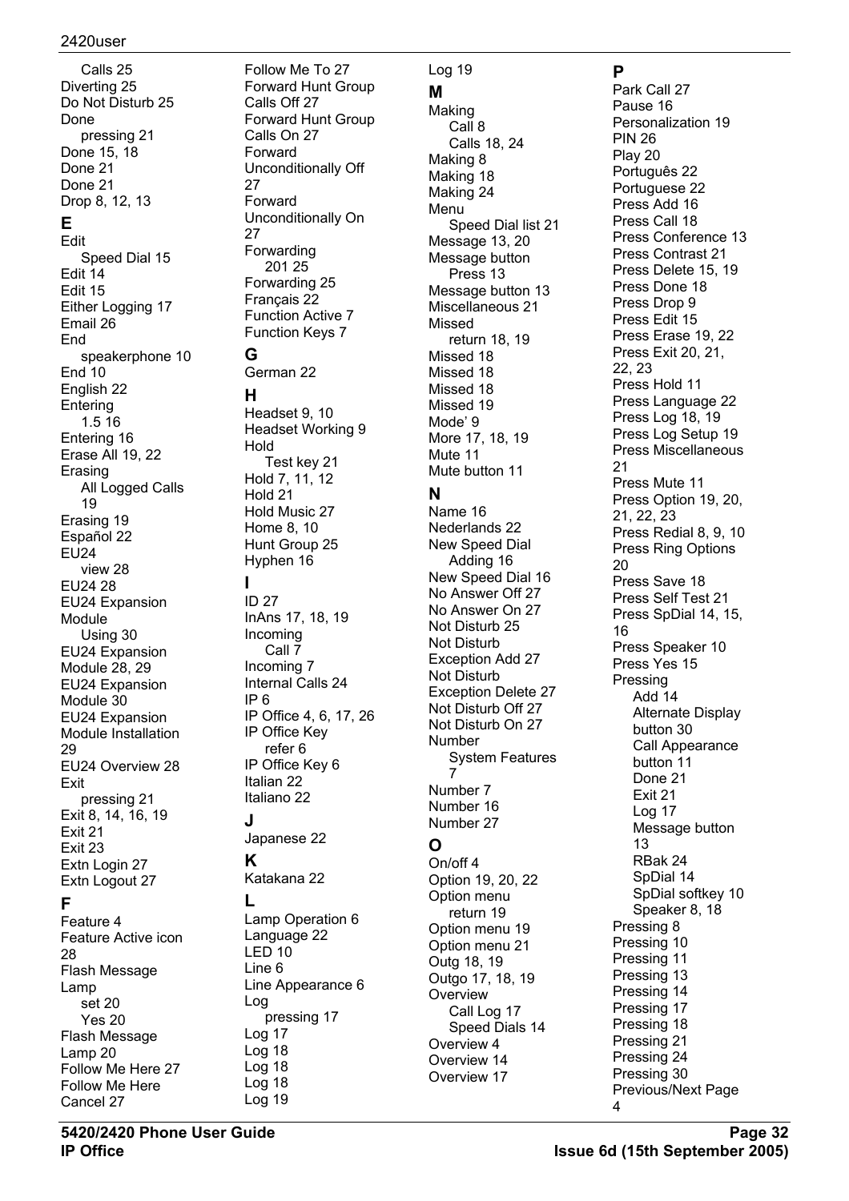Calls 25
Diverting 25
Do Not Disturb 25
Done
    pressing 21
Done 15, 18
Done 21
Done 21
Drop 8, 12, 13

**E**

Edit
    Speed Dial 15
Edit 14
Edit 15
Either Logging 17
Email 26
End
    speakerphone 10
End 10
English 22
Entering
    1.5 16
Entering 16
Erase All 19, 22
Erasing
    All Logged Calls 19
Erasing 19
Español 22
EU24
    view 28
EU24 28
EU24 Expansion Module
    Using 30
EU24 Expansion Module 28, 29
EU24 Expansion Module 30
EU24 Expansion Module Installation 29
EU24 Overview 28
Exit
    pressing 21
Exit 8, 14, 16, 19
Exit 21
Exit 23
Extn Login 27
Extn Logout 27

**F**

Feature 4
Feature Active icon 28
Flash Message Lamp
    set 20
    Yes 20
Flash Message Lamp 20
Follow Me Here 27
Follow Me Here Cancel 27
Follow Me To 27
Forward Hunt Group Calls Off 27
Forward Hunt Group Calls On 27
Forward Unconditionally Off 27
Forward Unconditionally On 27
Forwarding
    201 25
Forwarding 25
Français 22
Function Active 7
Function Keys 7

**G**

German 22

**H**

Headset 9, 10
Headset Working 9
Hold
    Test key 21
Hold 7, 11, 12
Hold 21
Hold Music 27
Home 8, 10
Hunt Group 25
Hyphen 16

**I**

ID 27
InAns 17, 18, 19
Incoming
    Call 7
Incoming 7
Internal Calls 24
IP 6
IP Office 4, 6, 17, 26
IP Office Key
    refer 6
IP Office Key 6
Italian 22
Italiano 22

**J**

Japanese 22

**K**

Katakana 22

**L**

Lamp Operation 6
Language 22
LED 10
Line 6
Line Appearance 6
Log
    pressing 17
Log 17
Log 18
Log 18
Log 18
Log 19
Log 19

**M**

Making
    Call 8
    Calls 18, 24
Making 8
Making 18
Making 24
Menu
    Speed Dial list 21
Message 13, 20
Message button
    Press 13
Message button 13
Miscellaneous 21
Missed
    return 18, 19
Missed 18
Missed 18
Missed 18
Missed 19
Mode' 9
More 17, 18, 19
Mute 11
Mute button 11

**N**

Name 16
Nederlands 22
New Speed Dial
    Adding 16
New Speed Dial 16
No Answer Off 27
No Answer On 27
Not Disturb 25
Not Disturb Exception Add 27
Not Disturb Exception Delete 27
Not Disturb Off 27
Not Disturb On 27
Number
    System Features 7
Number 7
Number 16
Number 27

**O**

On/off 4
Option 19, 20, 22
Option menu
    return 19
Option menu 19
Option menu 21
Outg 18, 19
Outgo 17, 18, 19
Overview
    Call Log 17
    Speed Dials 14
Overview 4
Overview 14
Overview 17

**P**

Park Call 27
Pause 16
Personalization 19
PIN 26
Play 20
Português 22
Portuguese 22
Press Add 16
Press Call 18
Press Conference 13
Press Contrast 21
Press Delete 15, 19
Press Done 18
Press Drop 9
Press Edit 15
Press Erase 19, 22
Press Exit 20, 21, 22, 23
Press Hold 11
Press Language 22
Press Log 18, 19
Press Log Setup 19
Press Miscellaneous 21
Press Mute 11
Press Option 19, 20, 21, 22, 23
Press Redial 8, 9, 10
Press Ring Options 20
Press Save 18
Press Self Test 21
Press SpDial 14, 15, 16
Press Speaker 10
Press Yes 15
Pressing
    Add 14
    Alternate Display button 30
    Call Appearance button 11
    Done 21
    Exit 21
    Log 17
    Message button 13
    RBak 24
    SpDial 14
    SpDial softkey 10
    Speaker 8, 18
Pressing 8
Pressing 10
Pressing 11
Pressing 13
Pressing 14
Pressing 17
Pressing 18
Pressing 21
Pressing 24
Pressing 30
Previous/Next Page 4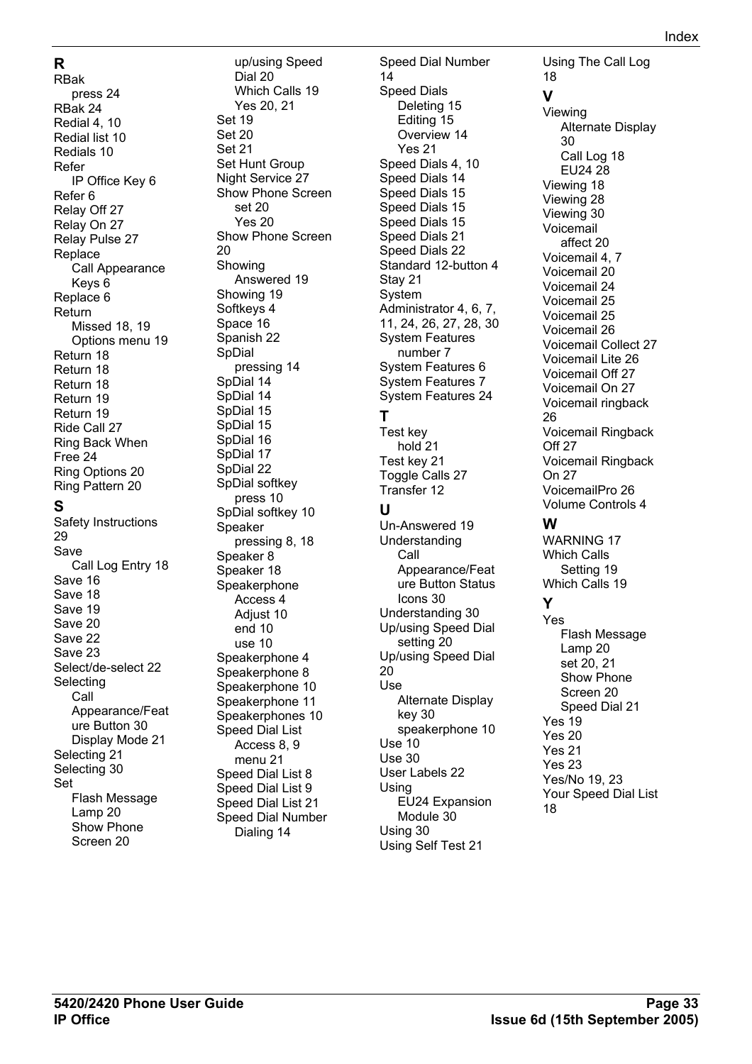## R

RBak
- press 24

RBak 24
Redial 4, 10
Redial list 10
Redials 10
Refer
- IP Office Key 6

Refer 6
Relay Off 27
Relay On 27
Relay Pulse 27
Replace
- Call Appearance Keys 6

Replace 6
Return
- Missed 18, 19
- Options menu 19

Return 18
Return 18
Return 18
Return 19
Return 19
Ride Call 27
Ring Back When Free 24
Ring Options 20
Ring Pattern 20

## S

Safety Instructions 29
Save
- Call Log Entry 18

Save 16
Save 18
Save 19
Save 20
Save 22
Save 23
Select/de-select 22
Selecting
- Call Appearance/Feature Button 30
- Display Mode 21

Selecting 21
Selecting 30
Set
- Flash Message Lamp 20
- Show Phone Screen 20
- up/using Speed Dial 20
- Which Calls 19
- Yes 20, 21

Set 19
Set 20
Set 21
Set Hunt Group Night Service 27
Show Phone Screen
- set 20
- Yes 20

Show Phone Screen 20
Showing
- Answered 19

Showing 19
Softkeys 4
Space 16
Spanish 22
SpDial
- pressing 14

SpDial 14
SpDial 14
SpDial 15
SpDial 15
SpDial 16
SpDial 17
SpDial 22
SpDial softkey
- press 10

SpDial softkey 10
Speaker
- pressing 8, 18

Speaker 8
Speaker 18
Speakerphone
- Access 4
- Adjust 10
- end 10
- use 10

Speakerphone 4
Speakerphone 8
Speakerphone 10
Speakerphone 11
Speakerphones 10
Speed Dial List
- Access 8, 9
- menu 21

Speed Dial List 8
Speed Dial List 9
Speed Dial List 21
Speed Dial Number
- Dialing 14

Speed Dial Number 14
Speed Dials
- Deleting 15
- Editing 15
- Overview 14
- Yes 21

Speed Dials 4, 10
Speed Dials 14
Speed Dials 15
Speed Dials 15
Speed Dials 15
Speed Dials 21
Speed Dials 22
Standard 12-button 4
Stay 21
System Administrator 4, 6, 7, 11, 24, 26, 27, 28, 30
System Features
- number 7

System Features 6
System Features 7
System Features 24

## T

Test key
- hold 21

Test key 21
Toggle Calls 27
Transfer 12

## U

Un-Answered 19
Understanding
- Call Appearance/Feature Button Status Icons 30

Understanding 30
Up/using Speed Dial
- setting 20

Up/using Speed Dial 20
Use
- Alternate Display key 30
- speakerphone 10

Use 10
Use 30
User Labels 22
Using
- EU24 Expansion Module 30

Using 30
Using Self Test 21
Using The Call Log 18

## V

Viewing
- Alternate Display 30
- Call Log 18
- EU24 28

Viewing 18
Viewing 28
Viewing 30
Voicemail
- affect 20

Voicemail 4, 7
Voicemail 20
Voicemail 24
Voicemail 25
Voicemail 25
Voicemail 26
Voicemail Collect 27
Voicemail Lite 26
Voicemail Off 27
Voicemail On 27
Voicemail ringback 26
Voicemail Ringback Off 27
Voicemail Ringback On 27
VoicemailPro 26
Volume Controls 4

## W

WARNING 17
Which Calls
- Setting 19

Which Calls 19

## Y

Yes
- Flash Message Lamp 20
- set 20, 21
- Show Phone Screen 20
- Speed Dial 21

Yes 19
Yes 20
Yes 21
Yes 23
Yes/No 19, 23
Your Speed Dial List 18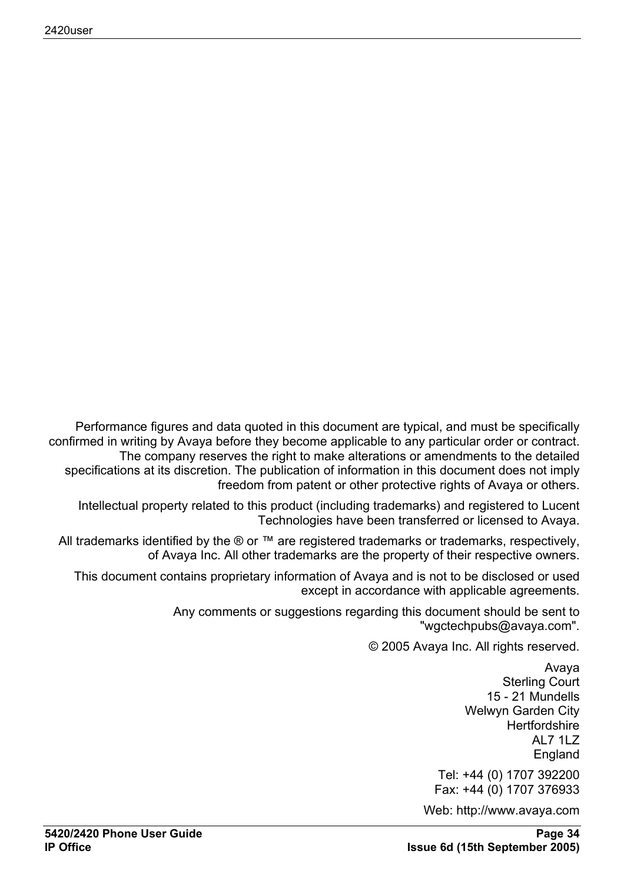Performance figures and data quoted in this document are typical, and must be specifically confirmed in writing by Avaya before they become applicable to any particular order or contract. The company reserves the right to make alterations or amendments to the detailed specifications at its discretion. The publication of information in this document does not imply freedom from patent or other protective rights of Avaya or others.

Intellectual property related to this product (including trademarks) and registered to Lucent Technologies have been transferred or licensed to Avaya.

All trademarks identified by the ® or ™ are registered trademarks or trademarks, respectively, of Avaya Inc. All other trademarks are the property of their respective owners.

This document contains proprietary information of Avaya and is not to be disclosed or used except in accordance with applicable agreements.

Any comments or suggestions regarding this document should be sent to "wgctechpubs@avaya.com".

© 2005 Avaya Inc. All rights reserved.

Avaya
Sterling Court
15 - 21 Mundells
Welwyn Garden City
Hertfordshire
AL7 1LZ
England

Tel: +44 (0) 1707 392200
Fax: +44 (0) 1707 376933

Web: http://www.avaya.com